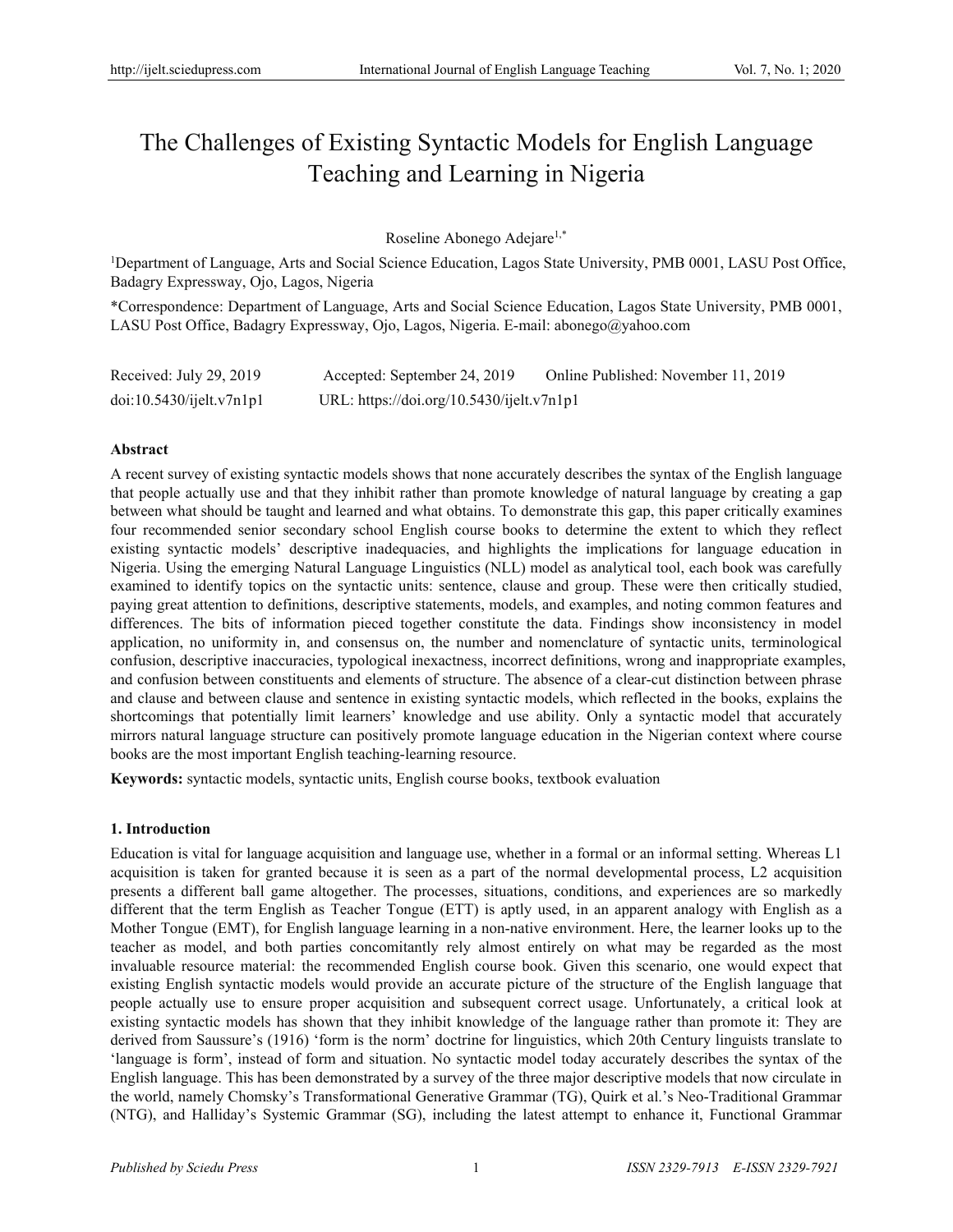# The Challenges of Existing Syntactic Models for English Language Teaching and Learning in Nigeria

Roseline Abonego Adejare[1,*]

[1]Department of Language, Arts and Social Science Education, Lagos State University, PMB 0001, LASU Post Office, Badagry Expressway, Ojo, Lagos, Nigeria

*Correspondence: Department of Language, Arts and Social Science Education, Lagos State University, PMB 0001, LASU Post Office, Badagry Expressway, Ojo, Lagos, Nigeria. E-mail: abonego@yahoo.com

Received: July 29, 2019 Accepted: September 24, 2019 Online Published: November 11, 2019

doi:10.5430/ijelt.v7n1p1 URL: https://doi.org/10.5430/ijelt.v7n1p1

**Abstract**

A recent survey of existing syntactic models shows that none accurately describes the syntax of the English language that people actually use and that they inhibit rather than promote knowledge of natural language by creating a gap between what should be taught and learned and what obtains. To demonstrate this gap, this paper critically examines four recommended senior secondary school English course books to determine the extent to which they reflect existing syntactic models' descriptive inadequacies, and highlights the implications for language education in Nigeria. Using the emerging Natural Language Linguistics (NLL) model as analytical tool, each book was carefully examined to identify topics on the syntactic units: sentence, clause and group. These were then critically studied, paying great attention to definitions, descriptive statements, models, and examples, and noting common features and differences. The bits of information pieced together constitute the data. Findings show inconsistency in model application, no uniformity in, and consensus on, the number and nomenclature of syntactic units, terminological confusion, descriptive inaccuracies, typological inexactness, incorrect definitions, wrong and inappropriate examples, and confusion between constituents and elements of structure. The absence of a clear-cut distinction between phrase and clause and between clause and sentence in existing syntactic models, which reflected in the books, explains the shortcomings that potentially limit learners' knowledge and use ability. Only a syntactic model that accurately mirrors natural language structure can positively promote language education in the Nigerian context where course books are the most important English teaching-learning resource.

**Keywords:** syntactic models, syntactic units, English course books, textbook evaluation

## 1. Introduction

Education is vital for language acquisition and language use, whether in a formal or an informal setting. Whereas L1 acquisition is taken for granted because it is seen as a part of the normal developmental process, L2 acquisition presents a different ball game altogether. The processes, situations, conditions, and experiences are so markedly different that the term English as Teacher Tongue (ETT) is aptly used, in an apparent analogy with English as a Mother Tongue (EMT), for English language learning in a non-native environment. Here, the learner looks up to the teacher as model, and both parties concomitantly rely almost entirely on what may be regarded as the most invaluable resource material: the recommended English course book. Given this scenario, one would expect that existing English syntactic models would provide an accurate picture of the structure of the English language that people actually use to ensure proper acquisition and subsequent correct usage. Unfortunately, a critical look at existing syntactic models has shown that they inhibit knowledge of the language rather than promote it: They are derived from Saussure's (1916) 'form is the norm' doctrine for linguistics, which 20th Century linguists translate to 'language is form', instead of form and situation. No syntactic model today accurately describes the syntax of the English language. This has been demonstrated by a survey of the three major descriptive models that now circulate in the world, namely Chomsky's Transformational Generative Grammar (TG), Quirk et al.'s Neo-Traditional Grammar (NTG), and Halliday's Systemic Grammar (SG), including the latest attempt to enhance it, Functional Grammar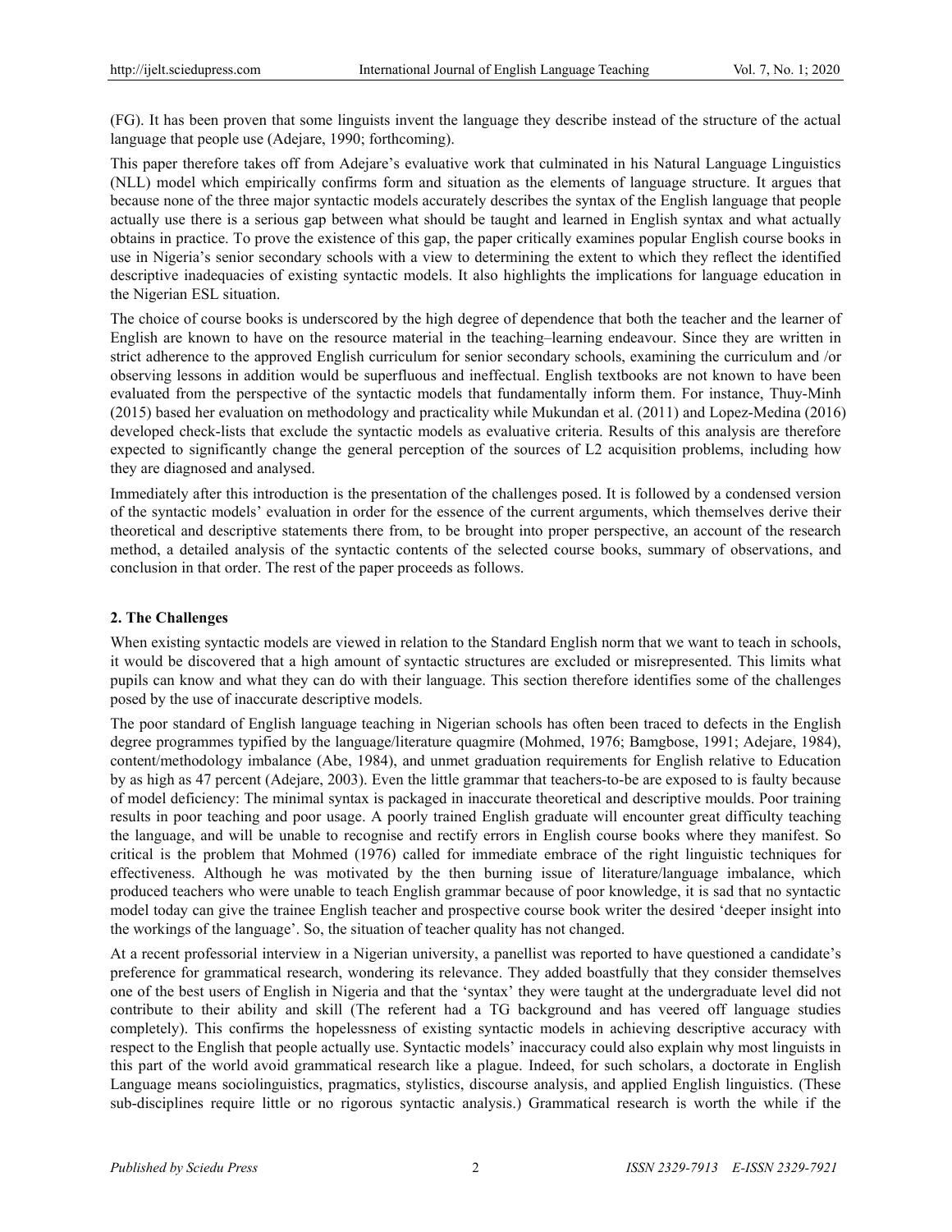(FG). It has been proven that some linguists invent the language they describe instead of the structure of the actual language that people use (Adejare, 1990; forthcoming).

This paper therefore takes off from Adejare's evaluative work that culminated in his Natural Language Linguistics (NLL) model which empirically confirms form and situation as the elements of language structure. It argues that because none of the three major syntactic models accurately describes the syntax of the English language that people actually use there is a serious gap between what should be taught and learned in English syntax and what actually obtains in practice. To prove the existence of this gap, the paper critically examines popular English course books in use in Nigeria's senior secondary schools with a view to determining the extent to which they reflect the identified descriptive inadequacies of existing syntactic models. It also highlights the implications for language education in the Nigerian ESL situation.

The choice of course books is underscored by the high degree of dependence that both the teacher and the learner of English are known to have on the resource material in the teaching–learning endeavour. Since they are written in strict adherence to the approved English curriculum for senior secondary schools, examining the curriculum and /or observing lessons in addition would be superfluous and ineffectual. English textbooks are not known to have been evaluated from the perspective of the syntactic models that fundamentally inform them. For instance, Thuy-Minh (2015) based her evaluation on methodology and practicality while Mukundan et al. (2011) and Lopez-Medina (2016) developed check-lists that exclude the syntactic models as evaluative criteria. Results of this analysis are therefore expected to significantly change the general perception of the sources of L2 acquisition problems, including how they are diagnosed and analysed.

Immediately after this introduction is the presentation of the challenges posed. It is followed by a condensed version of the syntactic models' evaluation in order for the essence of the current arguments, which themselves derive their theoretical and descriptive statements there from, to be brought into proper perspective, an account of the research method, a detailed analysis of the syntactic contents of the selected course books, summary of observations, and conclusion in that order. The rest of the paper proceeds as follows.

## 2. The Challenges

When existing syntactic models are viewed in relation to the Standard English norm that we want to teach in schools, it would be discovered that a high amount of syntactic structures are excluded or misrepresented. This limits what pupils can know and what they can do with their language. This section therefore identifies some of the challenges posed by the use of inaccurate descriptive models.

The poor standard of English language teaching in Nigerian schools has often been traced to defects in the English degree programmes typified by the language/literature quagmire (Mohmed, 1976; Bamgbose, 1991; Adejare, 1984), content/methodology imbalance (Abe, 1984), and unmet graduation requirements for English relative to Education by as high as 47 percent (Adejare, 2003). Even the little grammar that teachers-to-be are exposed to is faulty because of model deficiency: The minimal syntax is packaged in inaccurate theoretical and descriptive moulds. Poor training results in poor teaching and poor usage. A poorly trained English graduate will encounter great difficulty teaching the language, and will be unable to recognise and rectify errors in English course books where they manifest. So critical is the problem that Mohmed (1976) called for immediate embrace of the right linguistic techniques for effectiveness. Although he was motivated by the then burning issue of literature/language imbalance, which produced teachers who were unable to teach English grammar because of poor knowledge, it is sad that no syntactic model today can give the trainee English teacher and prospective course book writer the desired 'deeper insight into the workings of the language'. So, the situation of teacher quality has not changed.

At a recent professorial interview in a Nigerian university, a panellist was reported to have questioned a candidate's preference for grammatical research, wondering its relevance. They added boastfully that they consider themselves one of the best users of English in Nigeria and that the 'syntax' they were taught at the undergraduate level did not contribute to their ability and skill (The referent had a TG background and has veered off language studies completely). This confirms the hopelessness of existing syntactic models in achieving descriptive accuracy with respect to the English that people actually use. Syntactic models' inaccuracy could also explain why most linguists in this part of the world avoid grammatical research like a plague. Indeed, for such scholars, a doctorate in English Language means sociolinguistics, pragmatics, stylistics, discourse analysis, and applied English linguistics. (These sub-disciplines require little or no rigorous syntactic analysis.) Grammatical research is worth the while if the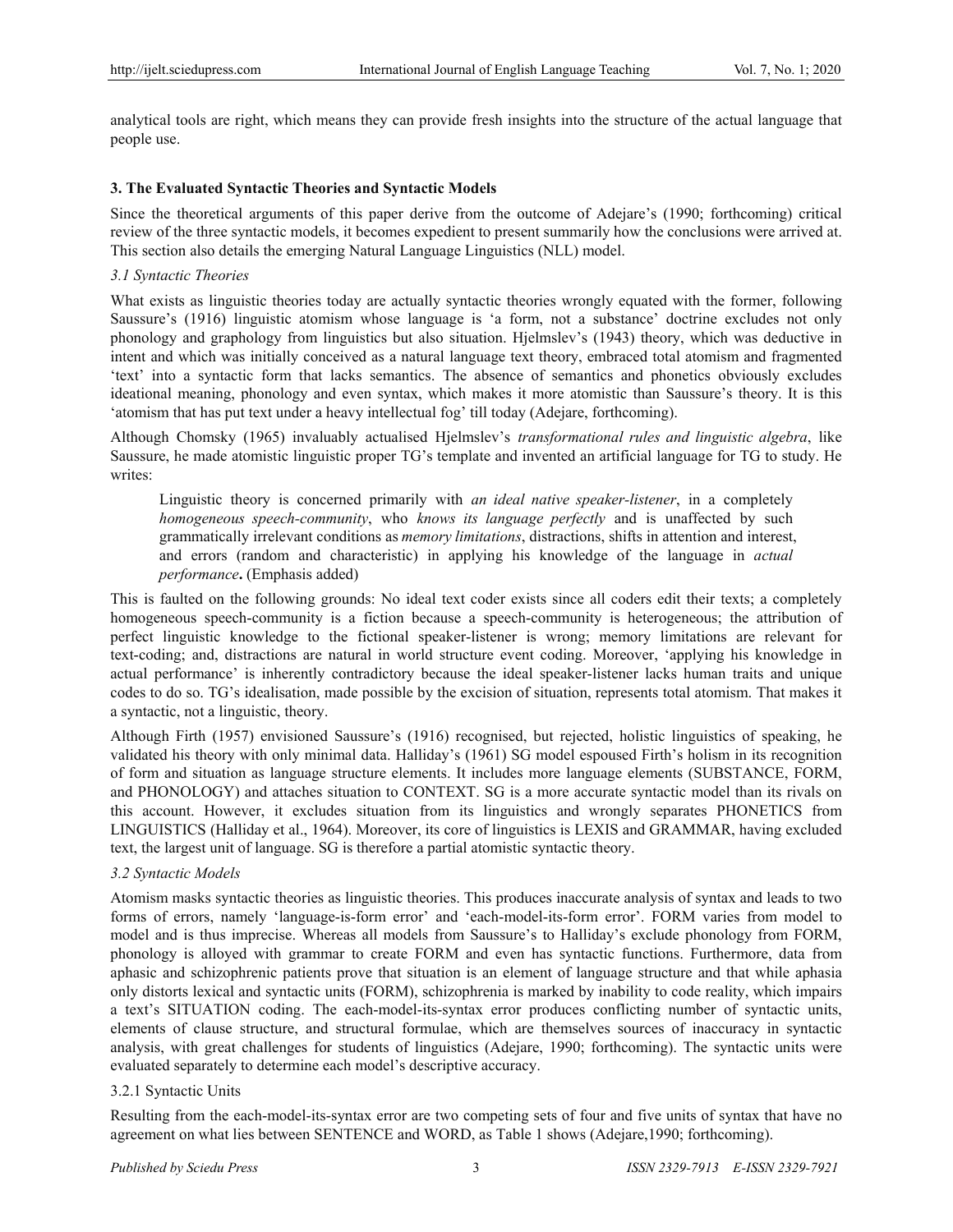analytical tools are right, which means they can provide fresh insights into the structure of the actual language that people use.

## 3. The Evaluated Syntactic Theories and Syntactic Models

Since the theoretical arguments of this paper derive from the outcome of Adejare's (1990; forthcoming) critical review of the three syntactic models, it becomes expedient to present summarily how the conclusions were arrived at. This section also details the emerging Natural Language Linguistics (NLL) model.

### *3.1 Syntactic Theories*

What exists as linguistic theories today are actually syntactic theories wrongly equated with the former, following Saussure's (1916) linguistic atomism whose language is 'a form, not a substance' doctrine excludes not only phonology and graphology from linguistics but also situation. Hjelmslev's (1943) theory, which was deductive in intent and which was initially conceived as a natural language text theory, embraced total atomism and fragmented 'text' into a syntactic form that lacks semantics. The absence of semantics and phonetics obviously excludes ideational meaning, phonology and even syntax, which makes it more atomistic than Saussure's theory. It is this 'atomism that has put text under a heavy intellectual fog' till today (Adejare, forthcoming).

Although Chomsky (1965) invaluably actualised Hjelmslev's *transformational rules and linguistic algebra*, like Saussure, he made atomistic linguistic proper TG's template and invented an artificial language for TG to study. He writes:

> Linguistic theory is concerned primarily with *an ideal native speaker-listener*, in a completely *homogeneous speech-community*, who *knows its language perfectly* and is unaffected by such grammatically irrelevant conditions as *memory limitations*, distractions, shifts in attention and interest, and errors (random and characteristic) in applying his knowledge of the language in *actual performance***.** (Emphasis added)

This is faulted on the following grounds: No ideal text coder exists since all coders edit their texts; a completely homogeneous speech-community is a fiction because a speech-community is heterogeneous; the attribution of perfect linguistic knowledge to the fictional speaker-listener is wrong; memory limitations are relevant for text-coding; and, distractions are natural in world structure event coding. Moreover, 'applying his knowledge in actual performance' is inherently contradictory because the ideal speaker-listener lacks human traits and unique codes to do so. TG's idealisation, made possible by the excision of situation, represents total atomism. That makes it a syntactic, not a linguistic, theory.

Although Firth (1957) envisioned Saussure's (1916) recognised, but rejected, holistic linguistics of speaking, he validated his theory with only minimal data. Halliday's (1961) SG model espoused Firth's holism in its recognition of form and situation as language structure elements. It includes more language elements (SUBSTANCE, FORM, and PHONOLOGY) and attaches situation to CONTEXT. SG is a more accurate syntactic model than its rivals on this account. However, it excludes situation from its linguistics and wrongly separates PHONETICS from LINGUISTICS (Halliday et al., 1964). Moreover, its core of linguistics is LEXIS and GRAMMAR, having excluded text, the largest unit of language. SG is therefore a partial atomistic syntactic theory.

### *3.2 Syntactic Models*

Atomism masks syntactic theories as linguistic theories. This produces inaccurate analysis of syntax and leads to two forms of errors, namely 'language-is-form error' and 'each-model-its-form error'. FORM varies from model to model and is thus imprecise. Whereas all models from Saussure's to Halliday's exclude phonology from FORM, phonology is alloyed with grammar to create FORM and even has syntactic functions. Furthermore, data from aphasic and schizophrenic patients prove that situation is an element of language structure and that while aphasia only distorts lexical and syntactic units (FORM), schizophrenia is marked by inability to code reality, which impairs a text's SITUATION coding. The each-model-its-syntax error produces conflicting number of syntactic units, elements of clause structure, and structural formulae, which are themselves sources of inaccuracy in syntactic analysis, with great challenges for students of linguistics (Adejare, 1990; forthcoming). The syntactic units were evaluated separately to determine each model's descriptive accuracy.

#### 3.2.1 Syntactic Units

Resulting from the each-model-its-syntax error are two competing sets of four and five units of syntax that have no agreement on what lies between SENTENCE and WORD, as Table 1 shows (Adejare,1990; forthcoming).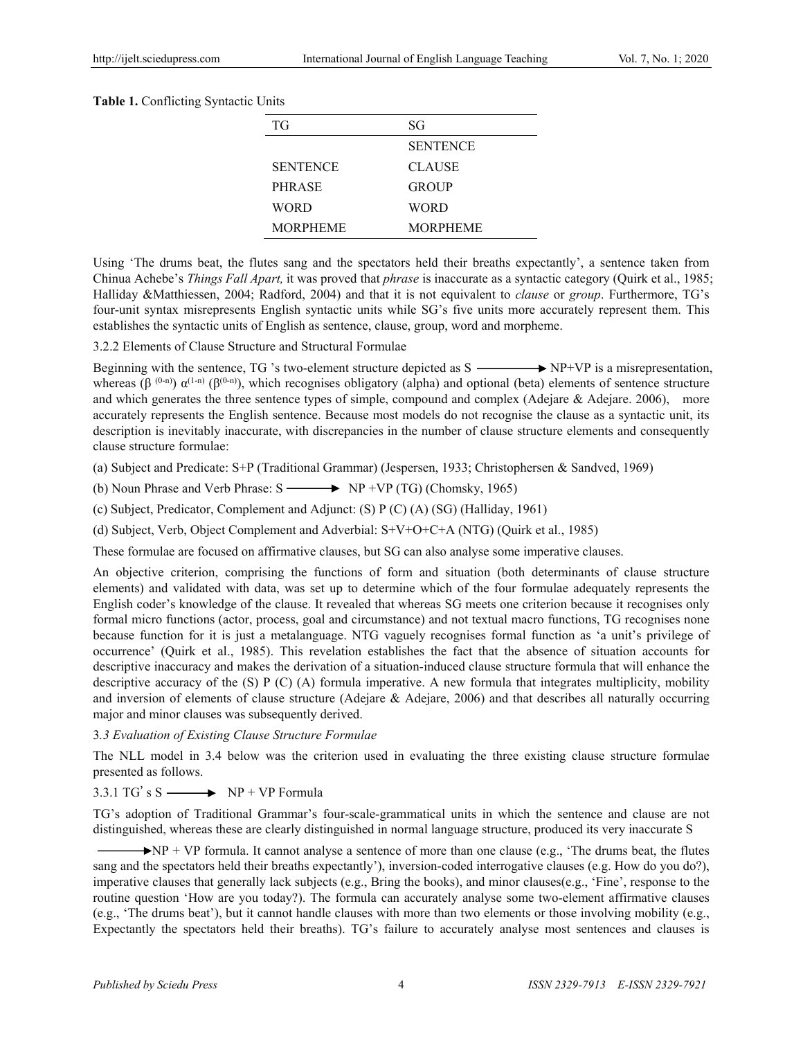**Table 1.** Conflicting Syntactic Units

| TG | SG |
|---|---|
| | SENTENCE |
| SENTENCE | CLAUSE |
| PHRASE | GROUP |
| WORD | WORD |
| MORPHEME | MORPHEME |

Using 'The drums beat, the flutes sang and the spectators held their breaths expectantly', a sentence taken from Chinua Achebe's *Things Fall Apart,* it was proved that *phrase* is inaccurate as a syntactic category (Quirk et al., 1985; Halliday &Matthiessen, 2004; Radford, 2004) and that it is not equivalent to *clause* or *group*. Furthermore, TG's four-unit syntax misrepresents English syntactic units while SG's five units more accurately represent them. This establishes the syntactic units of English as sentence, clause, group, word and morpheme.

3.2.2 Elements of Clause Structure and Structural Formulae

Beginning with the sentence, TG 's two-element structure depicted as $S \longrightarrow NP+VP$ is a misrepresentation, whereas ($\beta^{(0\text{-}n)}$) $\alpha^{(1\text{-}n)}$ ($\beta^{(0\text{-}n)}$), which recognises obligatory (alpha) and optional (beta) elements of sentence structure and which generates the three sentence types of simple, compound and complex (Adejare & Adejare. 2006), more accurately represents the English sentence. Because most models do not recognise the clause as a syntactic unit, its description is inevitably inaccurate, with discrepancies in the number of clause structure elements and consequently clause structure formulae:

(a) Subject and Predicate: S+P (Traditional Grammar) (Jespersen, 1933; Christophersen & Sandved, 1969)

(b) Noun Phrase and Verb Phrase: $S \longrightarrow NP + VP$ (TG) (Chomsky, 1965)

(c) Subject, Predicator, Complement and Adjunct: (S) P (C) (A) (SG) (Halliday, 1961)

(d) Subject, Verb, Object Complement and Adverbial: S+V+O+C+A (NTG) (Quirk et al., 1985)

These formulae are focused on affirmative clauses, but SG can also analyse some imperative clauses.

An objective criterion, comprising the functions of form and situation (both determinants of clause structure elements) and validated with data, was set up to determine which of the four formulae adequately represents the English coder's knowledge of the clause. It revealed that whereas SG meets one criterion because it recognises only formal micro functions (actor, process, goal and circumstance) and not textual macro functions, TG recognises none because function for it is just a metalanguage. NTG vaguely recognises formal function as 'a unit's privilege of occurrence' (Quirk et al., 1985). This revelation establishes the fact that the absence of situation accounts for descriptive inaccuracy and makes the derivation of a situation-induced clause structure formula that will enhance the descriptive accuracy of the (S) P (C) (A) formula imperative. A new formula that integrates multiplicity, mobility and inversion of elements of clause structure (Adejare & Adejare, 2006) and that describes all naturally occurring major and minor clauses was subsequently derived.

### 3.3 *Evaluation of Existing Clause Structure Formulae*

The NLL model in 3.4 below was the criterion used in evaluating the three existing clause structure formulae presented as follows.

#### 3.3.1 TG's $S \longrightarrow NP + VP$ Formula

TG's adoption of Traditional Grammar's four-scale-grammatical units in which the sentence and clause are not distinguished, whereas these are clearly distinguished in normal language structure, produced its very inaccurate $S \longrightarrow NP + VP$ formula. It cannot analyse a sentence of more than one clause (e.g., 'The drums beat, the flutes sang and the spectators held their breaths expectantly'), inversion-coded interrogative clauses (e.g. How do you do?), imperative clauses that generally lack subjects (e.g., Bring the books), and minor clauses(e.g., 'Fine', response to the routine question 'How are you today?). The formula can accurately analyse some two-element affirmative clauses (e.g., 'The drums beat'), but it cannot handle clauses with more than two elements or those involving mobility (e.g., Expectantly the spectators held their breaths). TG's failure to accurately analyse most sentences and clauses is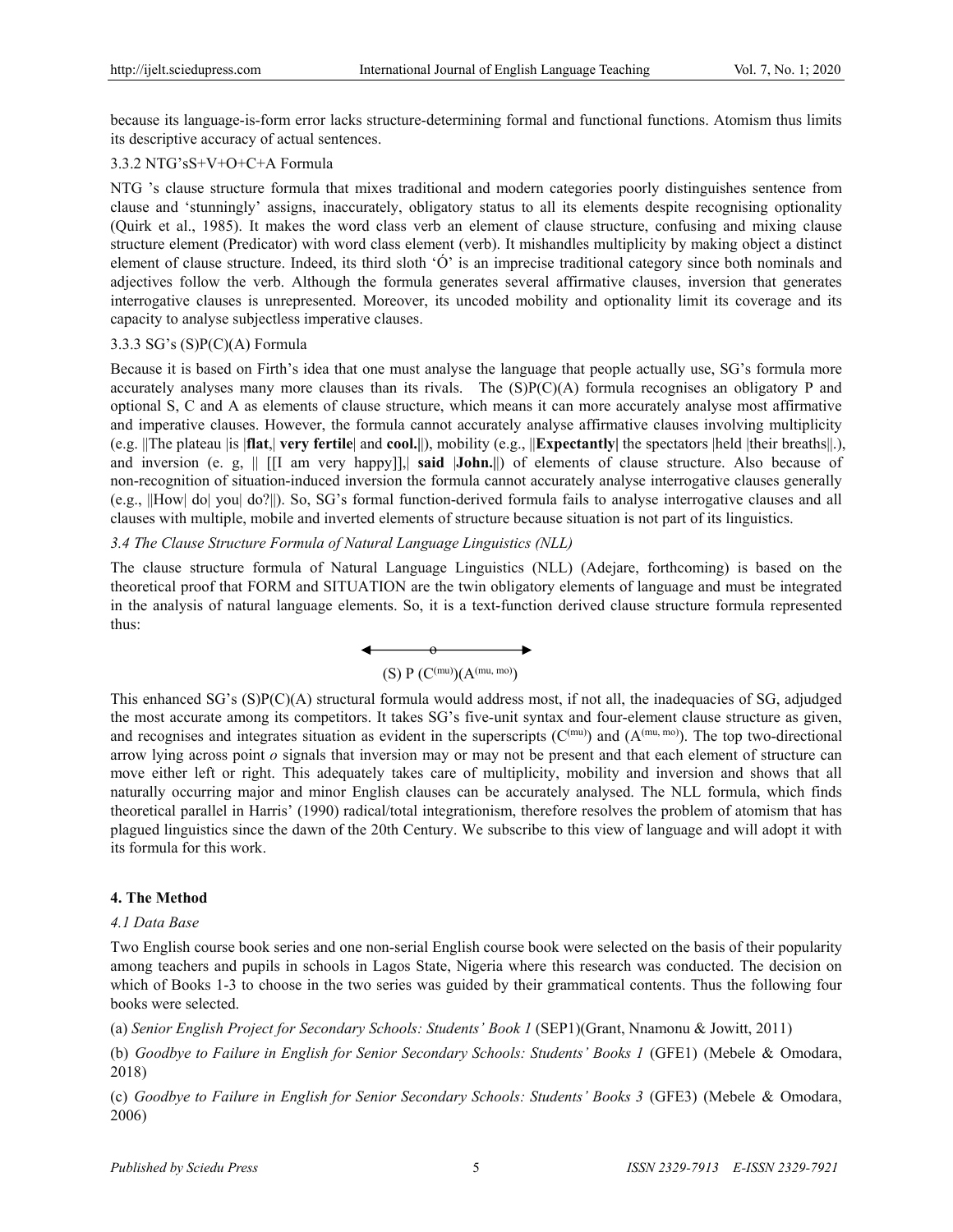because its language-is-form error lacks structure-determining formal and functional functions. Atomism thus limits its descriptive accuracy of actual sentences.

3.3.2 NTG'sS+V+O+C+A Formula

NTG 's clause structure formula that mixes traditional and modern categories poorly distinguishes sentence from clause and 'stunningly' assigns, inaccurately, obligatory status to all its elements despite recognising optionality (Quirk et al., 1985). It makes the word class verb an element of clause structure, confusing and mixing clause structure element (Predicator) with word class element (verb). It mishandles multiplicity by making object a distinct element of clause structure. Indeed, its third sloth 'Ó' is an imprecise traditional category since both nominals and adjectives follow the verb. Although the formula generates several affirmative clauses, inversion that generates interrogative clauses is unrepresented. Moreover, its uncoded mobility and optionality limit its coverage and its capacity to analyse subjectless imperative clauses.

3.3.3 SG's (S)P(C)(A) Formula

Because it is based on Firth's idea that one must analyse the language that people actually use, SG's formula more accurately analyses many more clauses than its rivals. The (S)P(C)(A) formula recognises an obligatory P and optional S, C and A as elements of clause structure, which means it can more accurately analyse most affirmative and imperative clauses. However, the formula cannot accurately analyse affirmative clauses involving multiplicity (e.g. ||The plateau |is |**flat**,| **very fertile**| and **cool.**||), mobility (e.g., ||**Expectantly**| the spectators |held |their breaths||.), and inversion (e. g, || [[I am very happy]],| **said** |**John.**||) of elements of clause structure. Also because of non-recognition of situation-induced inversion the formula cannot accurately analyse interrogative clauses generally (e.g., ||How| do| you| do?||). So, SG's formal function-derived formula fails to analyse interrogative clauses and all clauses with multiple, mobile and inverted elements of structure because situation is not part of its linguistics.

*3.4 The Clause Structure Formula of Natural Language Linguistics (NLL)*

The clause structure formula of Natural Language Linguistics (NLL) (Adejare, forthcoming) is based on the theoretical proof that FORM and SITUATION are the twin obligatory elements of language and must be integrated in the analysis of natural language elements. So, it is a text-function derived clause structure formula represented thus:

$$\overset{\longleftarrow\; o \;\longrightarrow}{(S)\ P\ (C^{(mu)})(A^{(mu,\ mo)})}$$

This enhanced SG's (S)P(C)(A) structural formula would address most, if not all, the inadequacies of SG, adjudged the most accurate among its competitors. It takes SG's five-unit syntax and four-element clause structure as given, and recognises and integrates situation as evident in the superscripts ($C^{(mu)}$) and ($A^{(mu,\ mo)}$). The top two-directional arrow lying across point *o* signals that inversion may or may not be present and that each element of structure can move either left or right. This adequately takes care of multiplicity, mobility and inversion and shows that all naturally occurring major and minor English clauses can be accurately analysed. The NLL formula, which finds theoretical parallel in Harris' (1990) radical/total integrationism, therefore resolves the problem of atomism that has plagued linguistics since the dawn of the 20th Century. We subscribe to this view of language and will adopt it with its formula for this work.

## 4. The Method

*4.1 Data Base*

Two English course book series and one non-serial English course book were selected on the basis of their popularity among teachers and pupils in schools in Lagos State, Nigeria where this research was conducted. The decision on which of Books 1-3 to choose in the two series was guided by their grammatical contents. Thus the following four books were selected.

(a) *Senior English Project for Secondary Schools: Students' Book 1* (SEP1)(Grant, Nnamonu & Jowitt, 2011)

(b) *Goodbye to Failure in English for Senior Secondary Schools: Students' Books 1* (GFE1) (Mebele & Omodara, 2018)

(c) *Goodbye to Failure in English for Senior Secondary Schools: Students' Books 3* (GFE3) (Mebele & Omodara, 2006)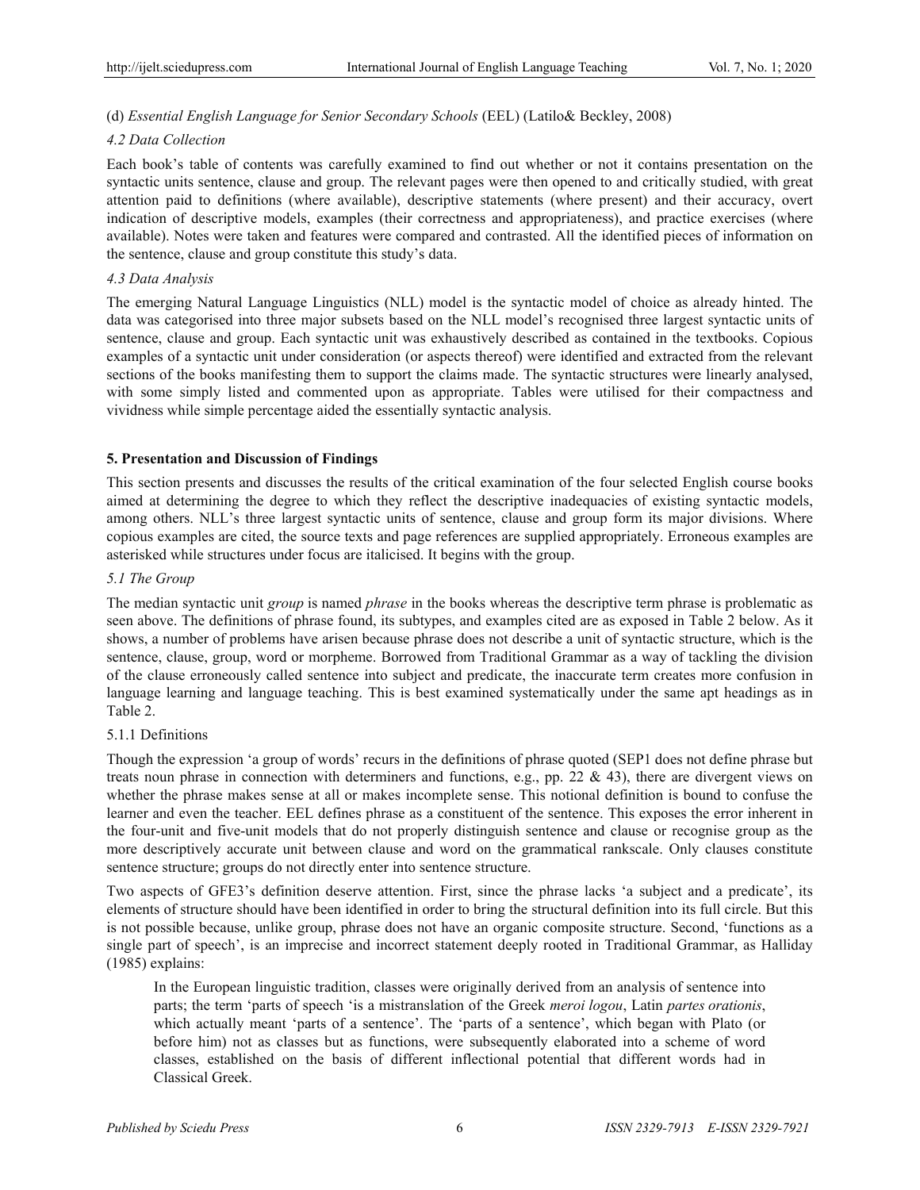(d) *Essential English Language for Senior Secondary Schools* (EEL) (Latilo& Beckley, 2008)

### *4.2 Data Collection*

Each book's table of contents was carefully examined to find out whether or not it contains presentation on the syntactic units sentence, clause and group. The relevant pages were then opened to and critically studied, with great attention paid to definitions (where available), descriptive statements (where present) and their accuracy, overt indication of descriptive models, examples (their correctness and appropriateness), and practice exercises (where available). Notes were taken and features were compared and contrasted. All the identified pieces of information on the sentence, clause and group constitute this study's data.

### *4.3 Data Analysis*

The emerging Natural Language Linguistics (NLL) model is the syntactic model of choice as already hinted. The data was categorised into three major subsets based on the NLL model's recognised three largest syntactic units of sentence, clause and group. Each syntactic unit was exhaustively described as contained in the textbooks. Copious examples of a syntactic unit under consideration (or aspects thereof) were identified and extracted from the relevant sections of the books manifesting them to support the claims made. The syntactic structures were linearly analysed, with some simply listed and commented upon as appropriate. Tables were utilised for their compactness and vividness while simple percentage aided the essentially syntactic analysis.

## **5. Presentation and Discussion of Findings**

This section presents and discusses the results of the critical examination of the four selected English course books aimed at determining the degree to which they reflect the descriptive inadequacies of existing syntactic models, among others. NLL's three largest syntactic units of sentence, clause and group form its major divisions. Where copious examples are cited, the source texts and page references are supplied appropriately. Erroneous examples are asterisked while structures under focus are italicised. It begins with the group.

### *5.1 The Group*

The median syntactic unit *group* is named *phrase* in the books whereas the descriptive term phrase is problematic as seen above. The definitions of phrase found, its subtypes, and examples cited are as exposed in Table 2 below. As it shows, a number of problems have arisen because phrase does not describe a unit of syntactic structure, which is the sentence, clause, group, word or morpheme. Borrowed from Traditional Grammar as a way of tackling the division of the clause erroneously called sentence into subject and predicate, the inaccurate term creates more confusion in language learning and language teaching. This is best examined systematically under the same apt headings as in Table 2.

#### 5.1.1 Definitions

Though the expression 'a group of words' recurs in the definitions of phrase quoted (SEP1 does not define phrase but treats noun phrase in connection with determiners and functions, e.g., pp. 22 & 43), there are divergent views on whether the phrase makes sense at all or makes incomplete sense. This notional definition is bound to confuse the learner and even the teacher. EEL defines phrase as a constituent of the sentence. This exposes the error inherent in the four-unit and five-unit models that do not properly distinguish sentence and clause or recognise group as the more descriptively accurate unit between clause and word on the grammatical rankscale. Only clauses constitute sentence structure; groups do not directly enter into sentence structure.

Two aspects of GFE3's definition deserve attention. First, since the phrase lacks 'a subject and a predicate', its elements of structure should have been identified in order to bring the structural definition into its full circle. But this is not possible because, unlike group, phrase does not have an organic composite structure. Second, 'functions as a single part of speech', is an imprecise and incorrect statement deeply rooted in Traditional Grammar, as Halliday (1985) explains:

> In the European linguistic tradition, classes were originally derived from an analysis of sentence into parts; the term 'parts of speech 'is a mistranslation of the Greek *meroi logou*, Latin *partes orationis*, which actually meant 'parts of a sentence'. The 'parts of a sentence', which began with Plato (or before him) not as classes but as functions, were subsequently elaborated into a scheme of word classes, established on the basis of different inflectional potential that different words had in Classical Greek.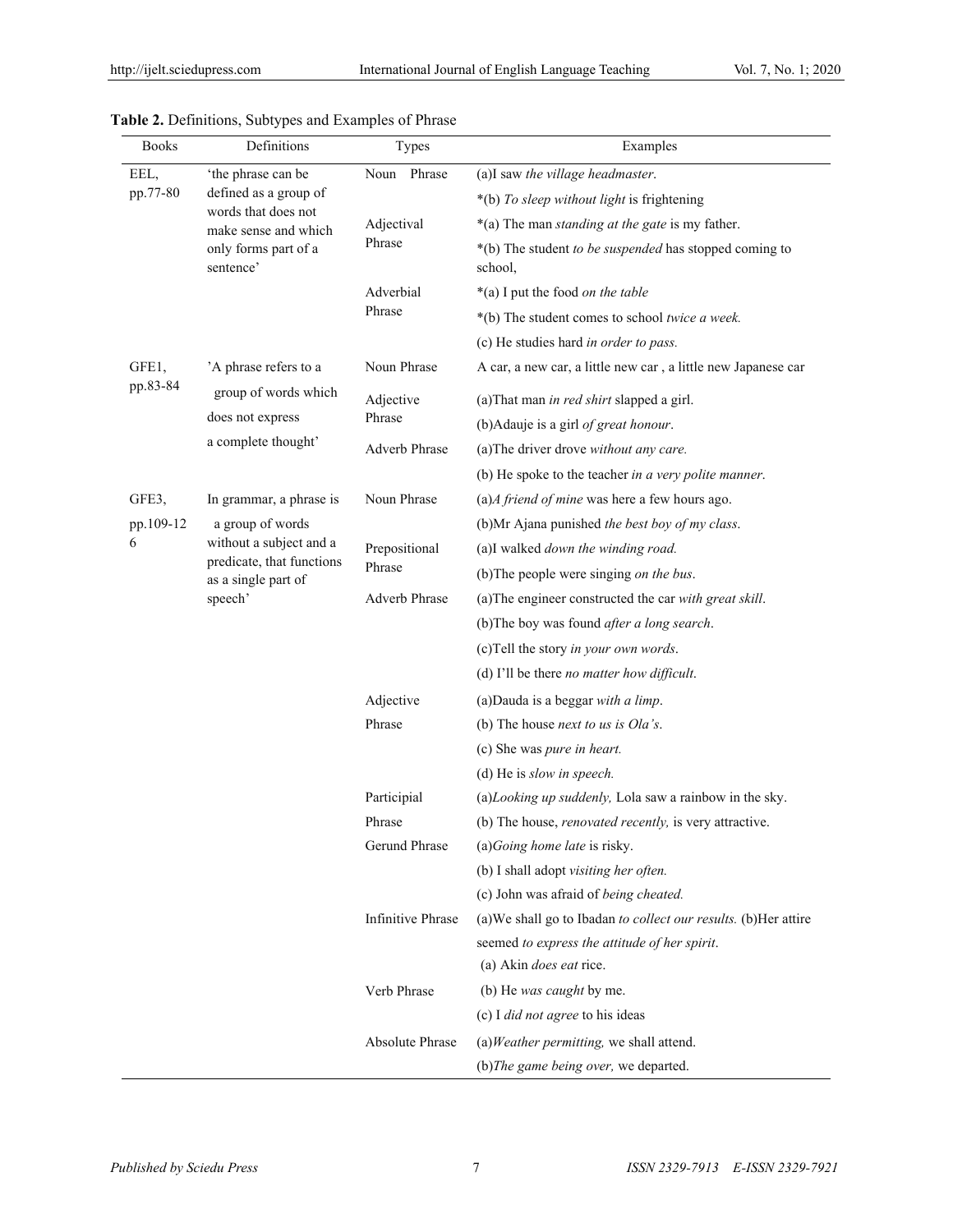**Table 2.** Definitions, Subtypes and Examples of Phrase

| Books | Definitions | Types | Examples |
|---|---|---|---|
| EEL, pp.77-80 | 'the phrase can be defined as a group of words that does not make sense and which only forms part of a sentence' | Noun Phrase | (a)I saw *the village headmaster*. |
| | | | *(b) *To sleep without light* is frightening |
| | | Adjectival Phrase | *(a) The man *standing at the gate* is my father. |
| | | | *(b) The student *to be suspended* has stopped coming to school, |
| | | Adverbial Phrase | *(a) I put the food *on the table* |
| | | | *(b) The student comes to school *twice a week.* |
| | | | (c) He studies hard *in order to pass.* |
| GFE1, pp.83-84 | 'A phrase refers to a group of words which does not express a complete thought' | Noun Phrase | A car, a new car, a little new car , a little new Japanese car |
| | | Adjective Phrase | (a)That man *in red shirt* slapped a girl. |
| | | | (b)Adauje is a girl *of great honour*. |
| | | Adverb Phrase | (a)The driver drove *without any care.* |
| | | | (b) He spoke to the teacher *in a very polite manner*. |
| GFE3, pp.109-126 | In grammar, a phrase is a group of words without a subject and a predicate, that functions as a single part of speech' | Noun Phrase | (a)*A friend of mine* was here a few hours ago. |
| | | | (b)Mr Ajana punished *the best boy of my class*. |
| | | Prepositional Phrase | (a)I walked *down the winding road.* |
| | | | (b)The people were singing *on the bus*. |
| | | Adverb Phrase | (a)The engineer constructed the car *with great skill*. |
| | | | (b)The boy was found *after a long search*. |
| | | | (c)Tell the story *in your own words*. |
| | | | (d) I'll be there *no matter how difficult*. |
| | | Adjective Phrase | (a)Dauda is a beggar *with a limp*. |
| | | | (b) The house *next to us is Ola's*. |
| | | | (c) She was *pure in heart.* |
| | | | (d) He is *slow in speech.* |
| | | Participial Phrase | (a)*Looking up suddenly,* Lola saw a rainbow in the sky. |
| | | | (b) The house, *renovated recently,* is very attractive. |
| | | Gerund Phrase | (a)*Going home late* is risky. |
| | | | (b) I shall adopt *visiting her often.* |
| | | | (c) John was afraid of *being cheated.* |
| | | Infinitive Phrase | (a)We shall go to Ibadan *to collect our results.* (b)Her attire seemed *to express the attitude of her spirit*. |
| | | Verb Phrase | (a) Akin *does eat* rice. |
| | | | (b) He *was caught* by me. |
| | | | (c) I *did not agree* to his ideas |
| | | Absolute Phrase | (a)*Weather permitting,* we shall attend. |
| | | | (b)*The game being over,* we departed. |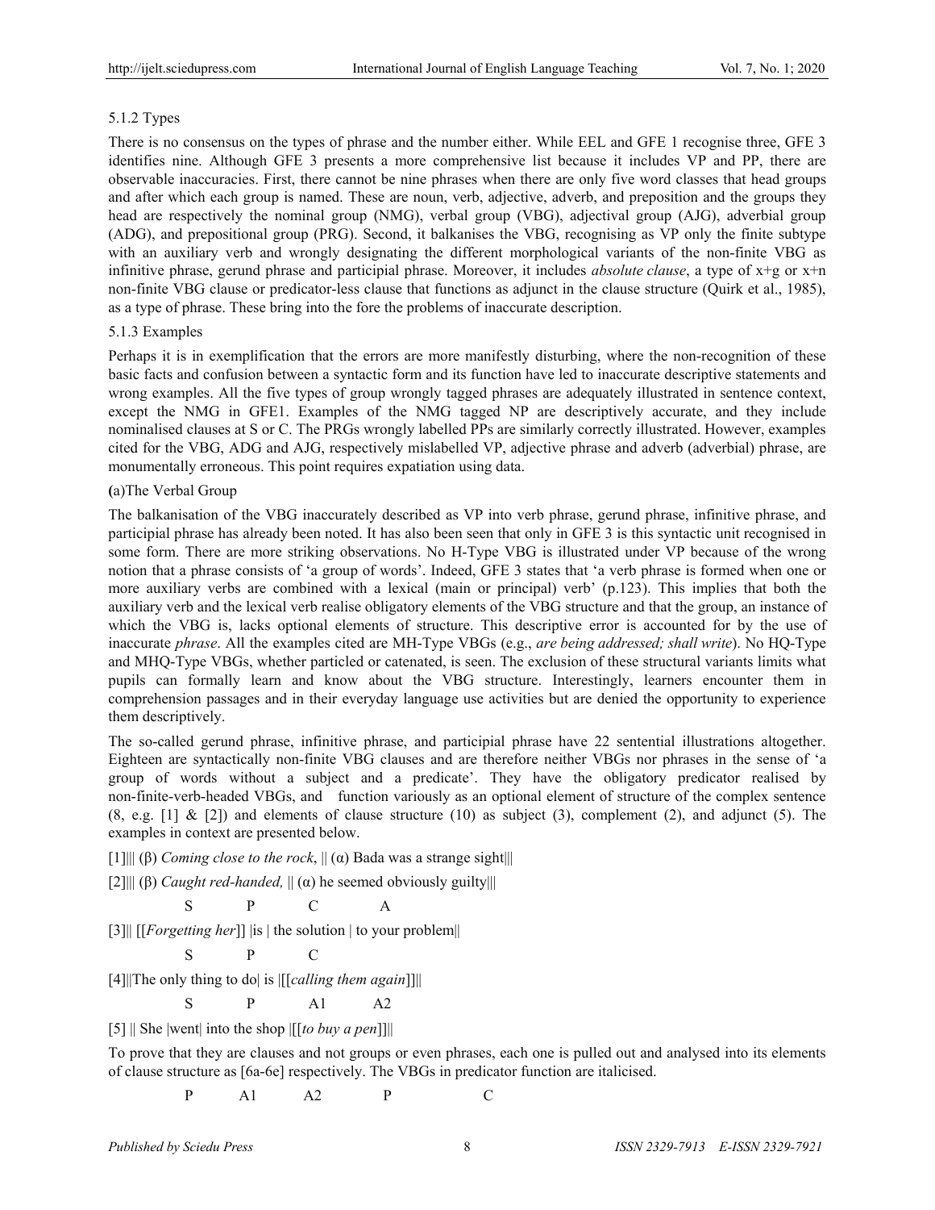5.1.2 Types

There is no consensus on the types of phrase and the number either. While EEL and GFE 1 recognise three, GFE 3 identifies nine. Although GFE 3 presents a more comprehensive list because it includes VP and PP, there are observable inaccuracies. First, there cannot be nine phrases when there are only five word classes that head groups and after which each group is named. These are noun, verb, adjective, adverb, and preposition and the groups they head are respectively the nominal group (NMG), verbal group (VBG), adjectival group (AJG), adverbial group (ADG), and prepositional group (PRG). Second, it balkanises the VBG, recognising as VP only the finite subtype with an auxiliary verb and wrongly designating the different morphological variants of the non-finite VBG as infinitive phrase, gerund phrase and participial phrase. Moreover, it includes *absolute clause*, a type of x+g or x+n non-finite VBG clause or predicator-less clause that functions as adjunct in the clause structure (Quirk et al., 1985), as a type of phrase. These bring into the fore the problems of inaccurate description.

5.1.3 Examples

Perhaps it is in exemplification that the errors are more manifestly disturbing, where the non-recognition of these basic facts and confusion between a syntactic form and its function have led to inaccurate descriptive statements and wrong examples. All the five types of group wrongly tagged phrases are adequately illustrated in sentence context, except the NMG in GFE1. Examples of the NMG tagged NP are descriptively accurate, and they include nominalised clauses at S or C. The PRGs wrongly labelled PPs are similarly correctly illustrated. However, examples cited for the VBG, ADG and AJG, respectively mislabelled VP, adjective phrase and adverb (adverbial) phrase, are monumentally erroneous. This point requires expatiation using data.

(a)The Verbal Group

The balkanisation of the VBG inaccurately described as VP into verb phrase, gerund phrase, infinitive phrase, and participial phrase has already been noted. It has also been seen that only in GFE 3 is this syntactic unit recognised in some form. There are more striking observations. No H-Type VBG is illustrated under VP because of the wrong notion that a phrase consists of 'a group of words'. Indeed, GFE 3 states that 'a verb phrase is formed when one or more auxiliary verbs are combined with a lexical (main or principal) verb' (p.123). This implies that both the auxiliary verb and the lexical verb realise obligatory elements of the VBG structure and that the group, an instance of which the VBG is, lacks optional elements of structure. This descriptive error is accounted for by the use of inaccurate *phrase*. All the examples cited are MH-Type VBGs (e.g., *are being addressed; shall write*). No HQ-Type and MHQ-Type VBGs, whether particled or catenated, is seen. The exclusion of these structural variants limits what pupils can formally learn and know about the VBG structure. Interestingly, learners encounter them in comprehension passages and in their everyday language use activities but are denied the opportunity to experience them descriptively.

The so-called gerund phrase, infinitive phrase, and participial phrase have 22 sentential illustrations altogether. Eighteen are syntactically non-finite VBG clauses and are therefore neither VBGs nor phrases in the sense of 'a group of words without a subject and a predicate'. They have the obligatory predicator realised by non-finite-verb-headed VBGs, and function variously as an optional element of structure of the complex sentence (8, e.g. [1] & [2]) and elements of clause structure (10) as subject (3), complement (2), and adjunct (5). The examples in context are presented below.

[1]||| (β) *Coming close to the rock*, || (α) Bada was a strange sight|||

[2]||| (β) *Caught red-handed,* || (α) he seemed obviously guilty|||

S P C A

[3]|| [[*Forgetting her*]] |is | the solution | to your problem||

S P C

[4]||The only thing to do| is |[[*calling them again*]]||

S P A1 A2

[5] || She |went| into the shop |[[*to buy a pen*]]||

To prove that they are clauses and not groups or even phrases, each one is pulled out and analysed into its elements of clause structure as [6a-6e] respectively. The VBGs in predicator function are italicised.

P A1 A2 P C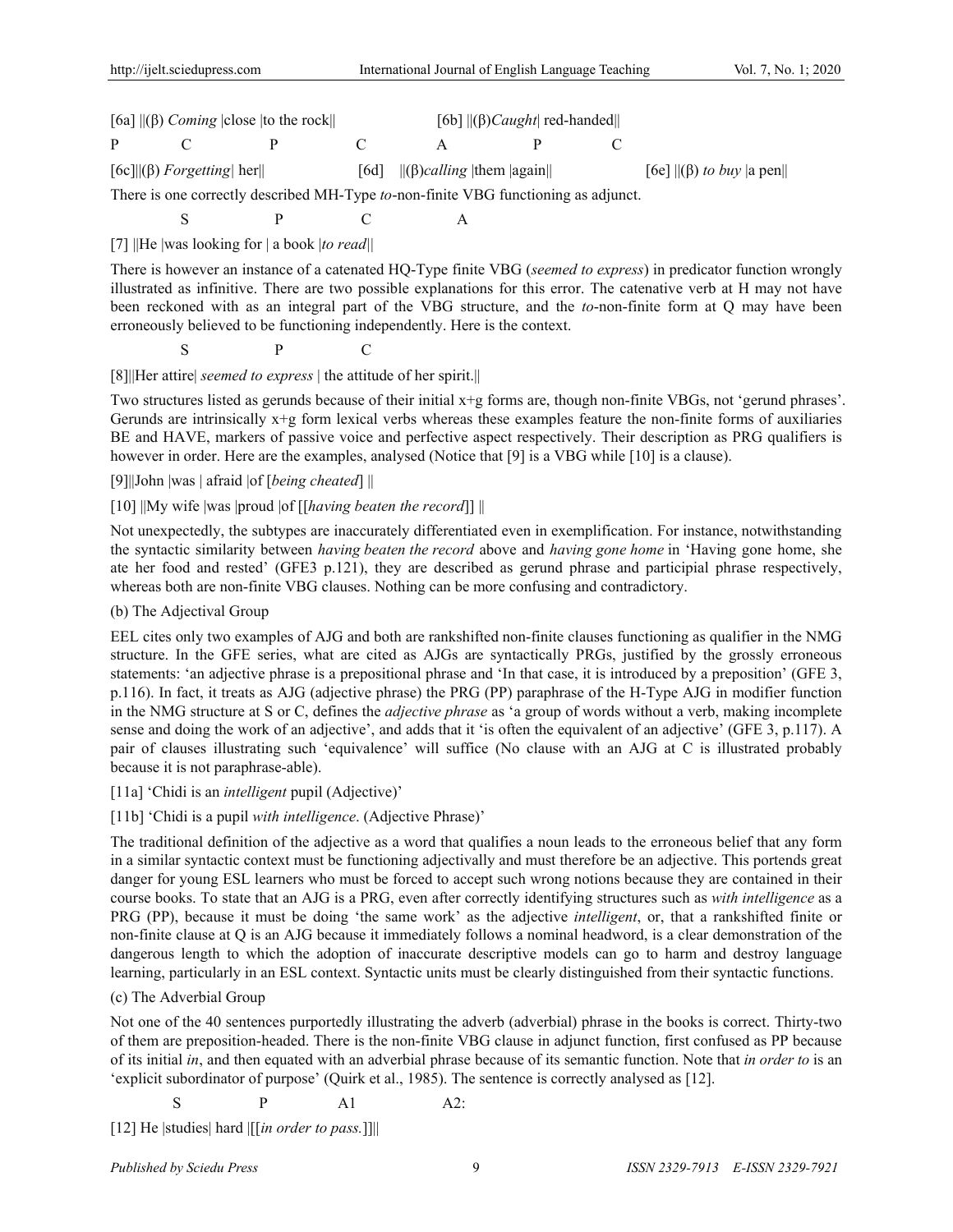[6a] ||(β) *Coming* |close |to the rock||                [6b] ||(β)*Caught*| red-handed||

P        C        P        C        A        P        C

[6c]||(β) *Forgetting*| her||        [6d]  ||(β)*calling* |them |again||        [6e] ||(β) *to buy* |a pen||

There is one correctly described MH-Type *to*-non-finite VBG functioning as adjunct.

S        P        C        A

[7] ||He |was looking for | a book |*to read*||

There is however an instance of a catenated HQ-Type finite VBG (*seemed to express*) in predicator function wrongly illustrated as infinitive. There are two possible explanations for this error. The catenative verb at H may not have been reckoned with as an integral part of the VBG structure, and the *to*-non-finite form at Q may have been erroneously believed to be functioning independently. Here is the context.

S        P        C

[8]||Her attire| *seemed to express* | the attitude of her spirit.||

Two structures listed as gerunds because of their initial x+g forms are, though non-finite VBGs, not 'gerund phrases'. Gerunds are intrinsically x+g form lexical verbs whereas these examples feature the non-finite forms of auxiliaries BE and HAVE, markers of passive voice and perfective aspect respectively. Their description as PRG qualifiers is however in order. Here are the examples, analysed (Notice that [9] is a VBG while [10] is a clause).

[9]||John |was | afraid |of [*being cheated*] ||

[10] ||My wife |was |proud |of [[*having beaten the record*]] ||

Not unexpectedly, the subtypes are inaccurately differentiated even in exemplification. For instance, notwithstanding the syntactic similarity between *having beaten the record* above and *having gone home* in 'Having gone home, she ate her food and rested' (GFE3 p.121), they are described as gerund phrase and participial phrase respectively, whereas both are non-finite VBG clauses. Nothing can be more confusing and contradictory.

(b) The Adjectival Group

EEL cites only two examples of AJG and both are rankshifted non-finite clauses functioning as qualifier in the NMG structure. In the GFE series, what are cited as AJGs are syntactically PRGs, justified by the grossly erroneous statements: 'an adjective phrase is a prepositional phrase and 'In that case, it is introduced by a preposition' (GFE 3, p.116). In fact, it treats as AJG (adjective phrase) the PRG (PP) paraphrase of the H-Type AJG in modifier function in the NMG structure at S or C, defines the *adjective phrase* as 'a group of words without a verb, making incomplete sense and doing the work of an adjective', and adds that it 'is often the equivalent of an adjective' (GFE 3, p.117). A pair of clauses illustrating such 'equivalence' will suffice (No clause with an AJG at C is illustrated probably because it is not paraphrase-able).

[11a] 'Chidi is an *intelligent* pupil (Adjective)'

[11b] 'Chidi is a pupil *with intelligence*. (Adjective Phrase)'

The traditional definition of the adjective as a word that qualifies a noun leads to the erroneous belief that any form in a similar syntactic context must be functioning adjectivally and must therefore be an adjective. This portends great danger for young ESL learners who must be forced to accept such wrong notions because they are contained in their course books. To state that an AJG is a PRG, even after correctly identifying structures such as *with intelligence* as a PRG (PP), because it must be doing 'the same work' as the adjective *intelligent*, or, that a rankshifted finite or non-finite clause at Q is an AJG because it immediately follows a nominal headword, is a clear demonstration of the dangerous length to which the adoption of inaccurate descriptive models can go to harm and destroy language learning, particularly in an ESL context. Syntactic units must be clearly distinguished from their syntactic functions.

(c) The Adverbial Group

Not one of the 40 sentences purportedly illustrating the adverb (adverbial) phrase in the books is correct. Thirty-two of them are preposition-headed. There is the non-finite VBG clause in adjunct function, first confused as PP because of its initial *in*, and then equated with an adverbial phrase because of its semantic function. Note that *in order to* is an 'explicit subordinator of purpose' (Quirk et al., 1985). The sentence is correctly analysed as [12].

S        P        A1        A2:

[12] He |studies| hard |[[*in order to pass.*]]||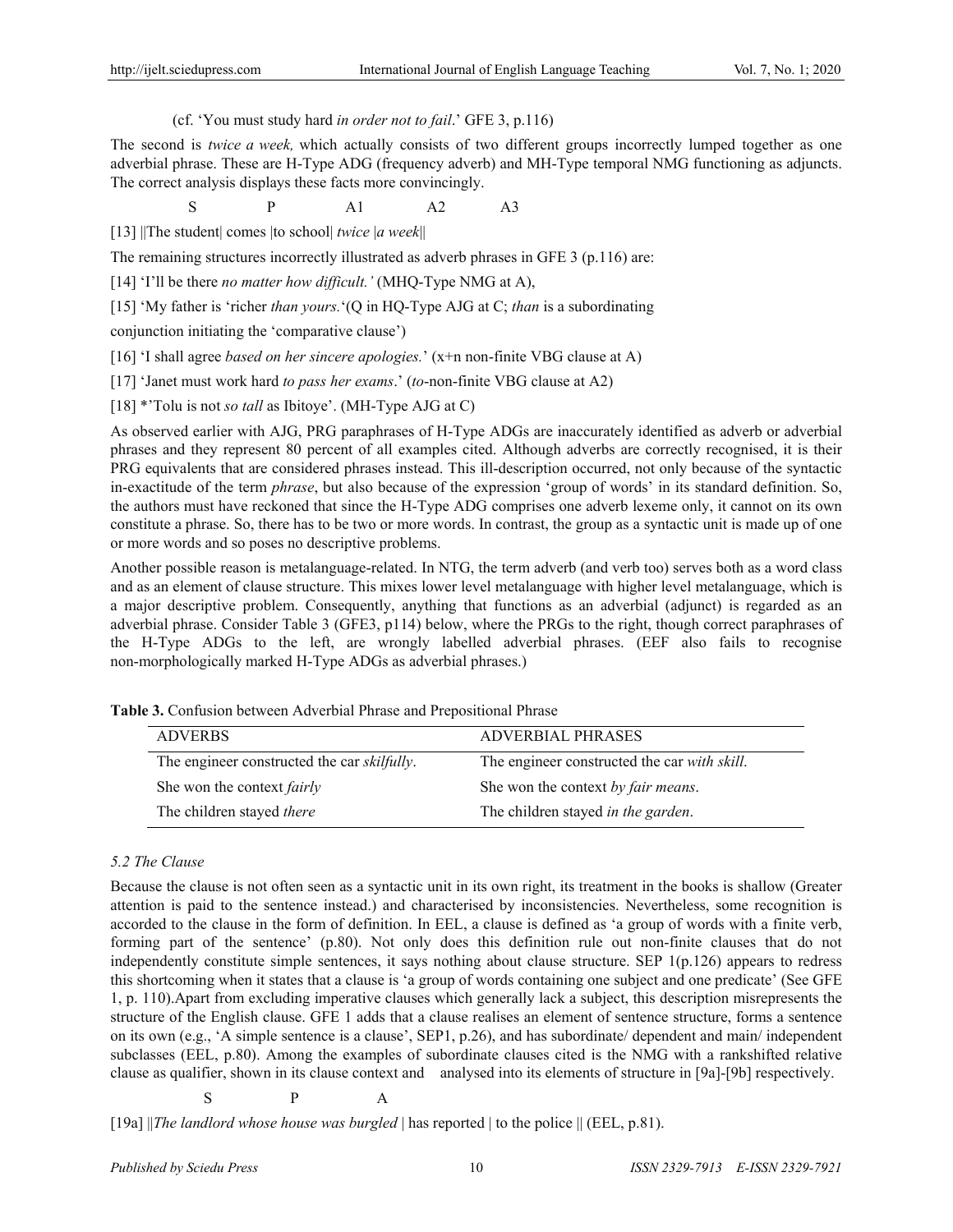(cf. 'You must study hard *in order not to fail*.' GFE 3, p.116)

The second is *twice a week,* which actually consists of two different groups incorrectly lumped together as one adverbial phrase. These are H-Type ADG (frequency adverb) and MH-Type temporal NMG functioning as adjuncts. The correct analysis displays these facts more convincingly.

S P A1 A2 A3

[13] ||The student| comes |to school| *twice* |*a week*||

The remaining structures incorrectly illustrated as adverb phrases in GFE 3 (p.116) are:

[14] 'I'll be there *no matter how difficult.'* (MHQ-Type NMG at A),

[15] 'My father is 'richer *than yours.*'(Q in HQ-Type AJG at C; *than* is a subordinating conjunction initiating the 'comparative clause')

[16] 'I shall agree *based on her sincere apologies.*' (x+n non-finite VBG clause at A)

[17] 'Janet must work hard *to pass her exams*.' (*to*-non-finite VBG clause at A2)

[18] *'Tolu is not *so tall* as Ibitoye'. (MH-Type AJG at C)

As observed earlier with AJG, PRG paraphrases of H-Type ADGs are inaccurately identified as adverb or adverbial phrases and they represent 80 percent of all examples cited. Although adverbs are correctly recognised, it is their PRG equivalents that are considered phrases instead. This ill-description occurred, not only because of the syntactic in-exactitude of the term *phrase*, but also because of the expression 'group of words' in its standard definition. So, the authors must have reckoned that since the H-Type ADG comprises one adverb lexeme only, it cannot on its own constitute a phrase. So, there has to be two or more words. In contrast, the group as a syntactic unit is made up of one or more words and so poses no descriptive problems.

Another possible reason is metalanguage-related. In NTG, the term adverb (and verb too) serves both as a word class and as an element of clause structure. This mixes lower level metalanguage with higher level metalanguage, which is a major descriptive problem. Consequently, anything that functions as an adverbial (adjunct) is regarded as an adverbial phrase. Consider Table 3 (GFE3, p114) below, where the PRGs to the right, though correct paraphrases of the H-Type ADGs to the left, are wrongly labelled adverbial phrases. (EEF also fails to recognise non-morphologically marked H-Type ADGs as adverbial phrases.)

**Table 3.** Confusion between Adverbial Phrase and Prepositional Phrase

| ADVERBS | ADVERBIAL PHRASES |
|---|---|
| The engineer constructed the car *skilfully*. | The engineer constructed the car *with skill*. |
| She won the context *fairly* | She won the context *by fair means*. |
| The children stayed *there* | The children stayed *in the garden*. |

### *5.2 The Clause*

Because the clause is not often seen as a syntactic unit in its own right, its treatment in the books is shallow (Greater attention is paid to the sentence instead.) and characterised by inconsistencies. Nevertheless, some recognition is accorded to the clause in the form of definition. In EEL, a clause is defined as 'a group of words with a finite verb, forming part of the sentence' (p.80). Not only does this definition rule out non-finite clauses that do not independently constitute simple sentences, it says nothing about clause structure. SEP 1(p.126) appears to redress this shortcoming when it states that a clause is 'a group of words containing one subject and one predicate' (See GFE 1, p. 110).Apart from excluding imperative clauses which generally lack a subject, this description misrepresents the structure of the English clause. GFE 1 adds that a clause realises an element of sentence structure, forms a sentence on its own (e.g., 'A simple sentence is a clause', SEP1, p.26), and has subordinate/ dependent and main/ independent subclasses (EEL, p.80). Among the examples of subordinate clauses cited is the NMG with a rankshifted relative clause as qualifier, shown in its clause context and analysed into its elements of structure in [9a]-[9b] respectively.

S P A

[19a] ||*The landlord whose house was burgled* | has reported | to the police || (EEL, p.81).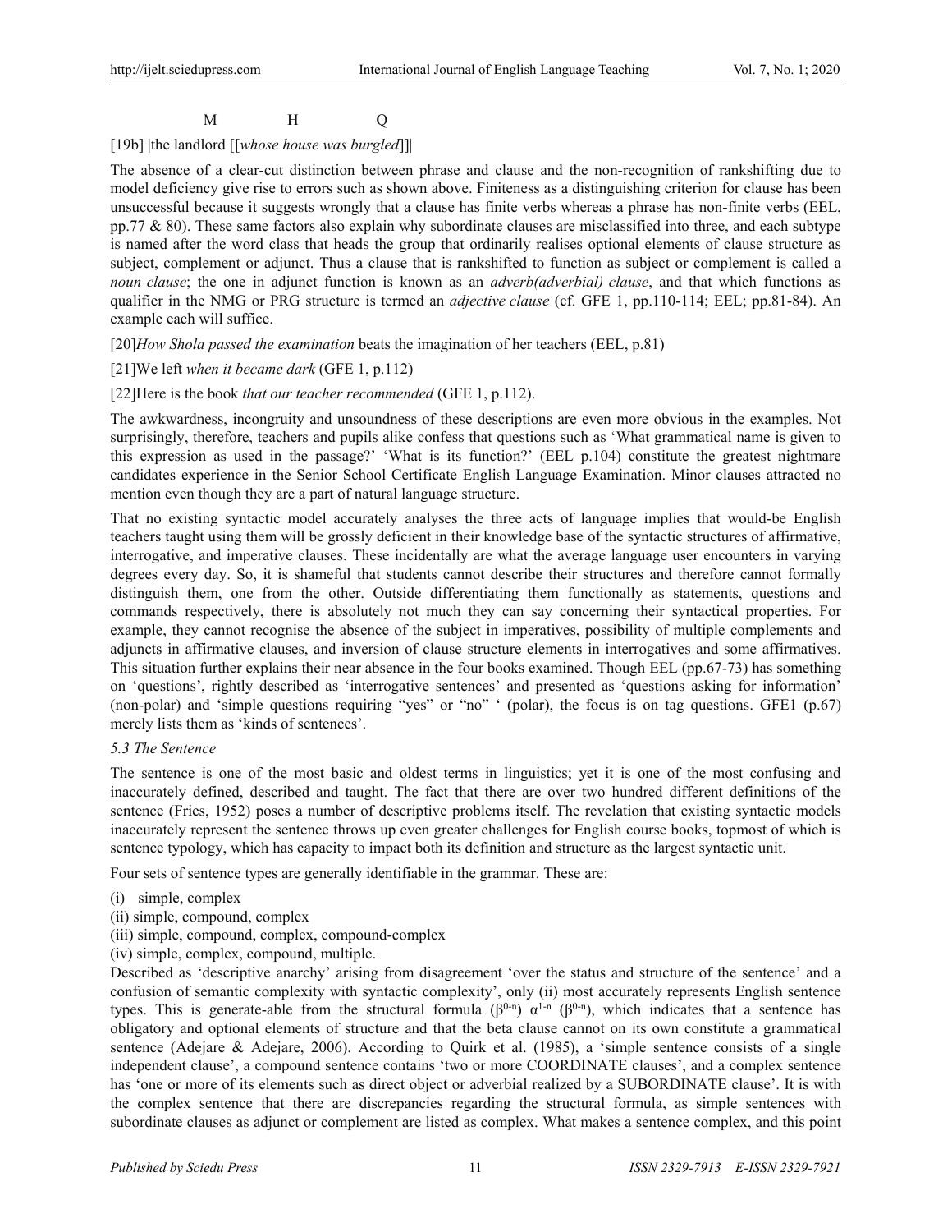M H Q

[19b] |the landlord [[*whose house was burgled*]]|

The absence of a clear-cut distinction between phrase and clause and the non-recognition of rankshifting due to model deficiency give rise to errors such as shown above. Finiteness as a distinguishing criterion for clause has been unsuccessful because it suggests wrongly that a clause has finite verbs whereas a phrase has non-finite verbs (EEL, pp.77 & 80). These same factors also explain why subordinate clauses are misclassified into three, and each subtype is named after the word class that heads the group that ordinarily realises optional elements of clause structure as subject, complement or adjunct. Thus a clause that is rankshifted to function as subject or complement is called a *noun clause*; the one in adjunct function is known as an *adverb(adverbial) clause*, and that which functions as qualifier in the NMG or PRG structure is termed an *adjective clause* (cf. GFE 1, pp.110-114; EEL; pp.81-84). An example each will suffice.

[20]*How Shola passed the examination* beats the imagination of her teachers (EEL, p.81)

[21]We left *when it became dark* (GFE 1, p.112)

[22]Here is the book *that our teacher recommended* (GFE 1, p.112).

The awkwardness, incongruity and unsoundness of these descriptions are even more obvious in the examples. Not surprisingly, therefore, teachers and pupils alike confess that questions such as 'What grammatical name is given to this expression as used in the passage?' 'What is its function?' (EEL p.104) constitute the greatest nightmare candidates experience in the Senior School Certificate English Language Examination. Minor clauses attracted no mention even though they are a part of natural language structure.

That no existing syntactic model accurately analyses the three acts of language implies that would-be English teachers taught using them will be grossly deficient in their knowledge base of the syntactic structures of affirmative, interrogative, and imperative clauses. These incidentally are what the average language user encounters in varying degrees every day. So, it is shameful that students cannot describe their structures and therefore cannot formally distinguish them, one from the other. Outside differentiating them functionally as statements, questions and commands respectively, there is absolutely not much they can say concerning their syntactical properties. For example, they cannot recognise the absence of the subject in imperatives, possibility of multiple complements and adjuncts in affirmative clauses, and inversion of clause structure elements in interrogatives and some affirmatives. This situation further explains their near absence in the four books examined. Though EEL (pp.67-73) has something on 'questions', rightly described as 'interrogative sentences' and presented as 'questions asking for information' (non-polar) and 'simple questions requiring "yes" or "no" ' (polar), the focus is on tag questions. GFE1 (p.67) merely lists them as 'kinds of sentences'.

*5.3 The Sentence*

The sentence is one of the most basic and oldest terms in linguistics; yet it is one of the most confusing and inaccurately defined, described and taught. The fact that there are over two hundred different definitions of the sentence (Fries, 1952) poses a number of descriptive problems itself. The revelation that existing syntactic models inaccurately represent the sentence throws up even greater challenges for English course books, topmost of which is sentence typology, which has capacity to impact both its definition and structure as the largest syntactic unit.

Four sets of sentence types are generally identifiable in the grammar. These are:

(i) simple, complex  
(ii) simple, compound, complex  
(iii) simple, compound, complex, compound-complex  
(iv) simple, complex, compound, multiple.

Described as 'descriptive anarchy' arising from disagreement 'over the status and structure of the sentence' and a confusion of semantic complexity with syntactic complexity', only (ii) most accurately represents English sentence types. This is generate-able from the structural formula ($\beta^{0\text{-}n}$) $\alpha^{1\text{-}n}$ ($\beta^{0\text{-}n}$), which indicates that a sentence has obligatory and optional elements of structure and that the beta clause cannot on its own constitute a grammatical sentence (Adejare & Adejare, 2006). According to Quirk et al. (1985), a 'simple sentence consists of a single independent clause', a compound sentence contains 'two or more COORDINATE clauses', and a complex sentence has 'one or more of its elements such as direct object or adverbial realized by a SUBORDINATE clause'. It is with the complex sentence that there are discrepancies regarding the structural formula, as simple sentences with subordinate clauses as adjunct or complement are listed as complex. What makes a sentence complex, and this point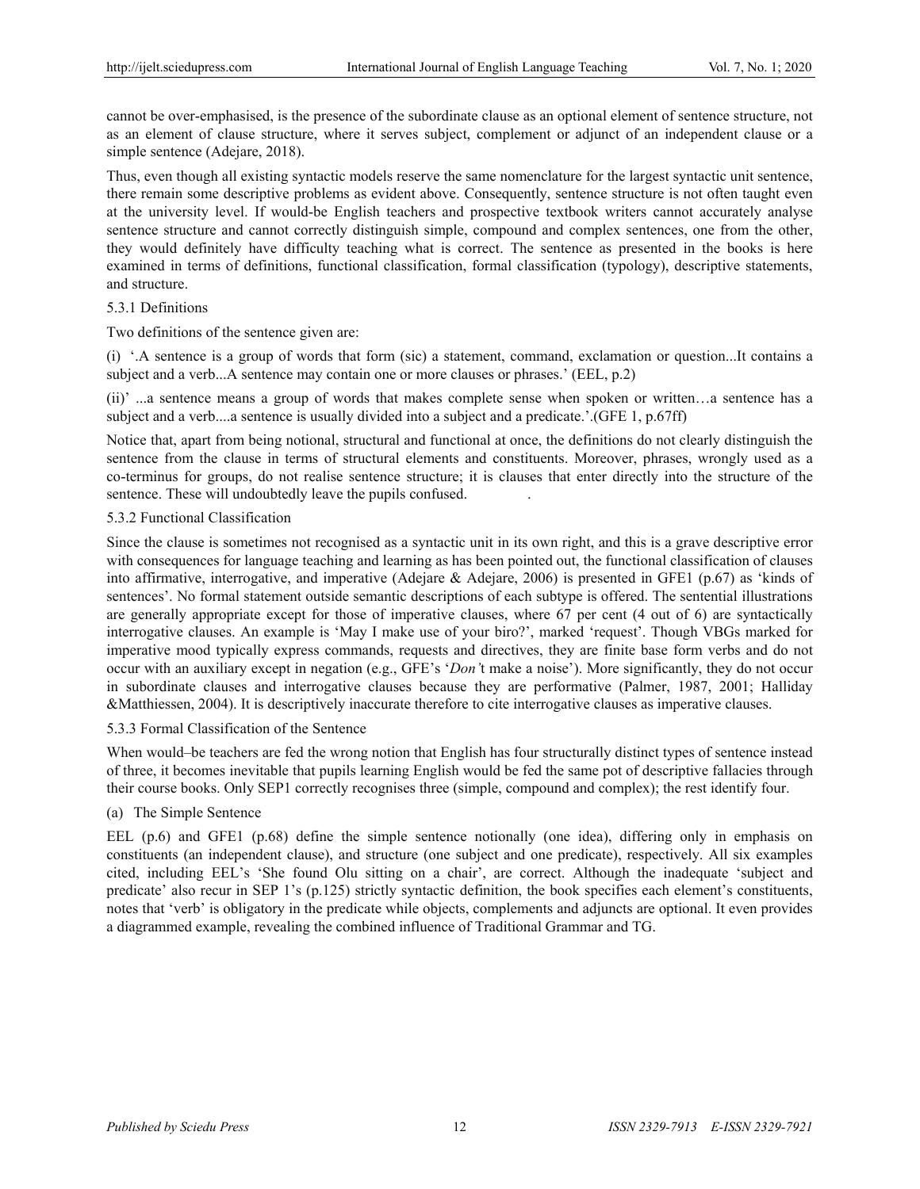cannot be over-emphasised, is the presence of the subordinate clause as an optional element of sentence structure, not as an element of clause structure, where it serves subject, complement or adjunct of an independent clause or a simple sentence (Adejare, 2018).

Thus, even though all existing syntactic models reserve the same nomenclature for the largest syntactic unit sentence, there remain some descriptive problems as evident above. Consequently, sentence structure is not often taught even at the university level. If would-be English teachers and prospective textbook writers cannot accurately analyse sentence structure and cannot correctly distinguish simple, compound and complex sentences, one from the other, they would definitely have difficulty teaching what is correct. The sentence as presented in the books is here examined in terms of definitions, functional classification, formal classification (typology), descriptive statements, and structure.

### 5.3.1 Definitions

Two definitions of the sentence given are:

(i) '.A sentence is a group of words that form (sic) a statement, command, exclamation or question...It contains a subject and a verb...A sentence may contain one or more clauses or phrases.' (EEL, p.2)

(ii)' ...a sentence means a group of words that makes complete sense when spoken or written…a sentence has a subject and a verb....a sentence is usually divided into a subject and a predicate.'.(GFE 1, p.67ff)

Notice that, apart from being notional, structural and functional at once, the definitions do not clearly distinguish the sentence from the clause in terms of structural elements and constituents. Moreover, phrases, wrongly used as a co-terminus for groups, do not realise sentence structure; it is clauses that enter directly into the structure of the sentence. These will undoubtedly leave the pupils confused.

### 5.3.2 Functional Classification

Since the clause is sometimes not recognised as a syntactic unit in its own right, and this is a grave descriptive error with consequences for language teaching and learning as has been pointed out, the functional classification of clauses into affirmative, interrogative, and imperative (Adejare & Adejare, 2006) is presented in GFE1 (p.67) as 'kinds of sentences'. No formal statement outside semantic descriptions of each subtype is offered. The sentential illustrations are generally appropriate except for those of imperative clauses, where 67 per cent (4 out of 6) are syntactically interrogative clauses. An example is 'May I make use of your biro?', marked 'request'. Though VBGs marked for imperative mood typically express commands, requests and directives, they are finite base form verbs and do not occur with an auxiliary except in negation (e.g., GFE's '*Don't* make a noise'). More significantly, they do not occur in subordinate clauses and interrogative clauses because they are performative (Palmer, 1987, 2001; Halliday &Matthiessen, 2004). It is descriptively inaccurate therefore to cite interrogative clauses as imperative clauses.

### 5.3.3 Formal Classification of the Sentence

When would–be teachers are fed the wrong notion that English has four structurally distinct types of sentence instead of three, it becomes inevitable that pupils learning English would be fed the same pot of descriptive fallacies through their course books. Only SEP1 correctly recognises three (simple, compound and complex); the rest identify four.

(a) The Simple Sentence

EEL (p.6) and GFE1 (p.68) define the simple sentence notionally (one idea), differing only in emphasis on constituents (an independent clause), and structure (one subject and one predicate), respectively. All six examples cited, including EEL's 'She found Olu sitting on a chair', are correct. Although the inadequate 'subject and predicate' also recur in SEP 1's (p.125) strictly syntactic definition, the book specifies each element's constituents, notes that 'verb' is obligatory in the predicate while objects, complements and adjuncts are optional. It even provides a diagrammed example, revealing the combined influence of Traditional Grammar and TG.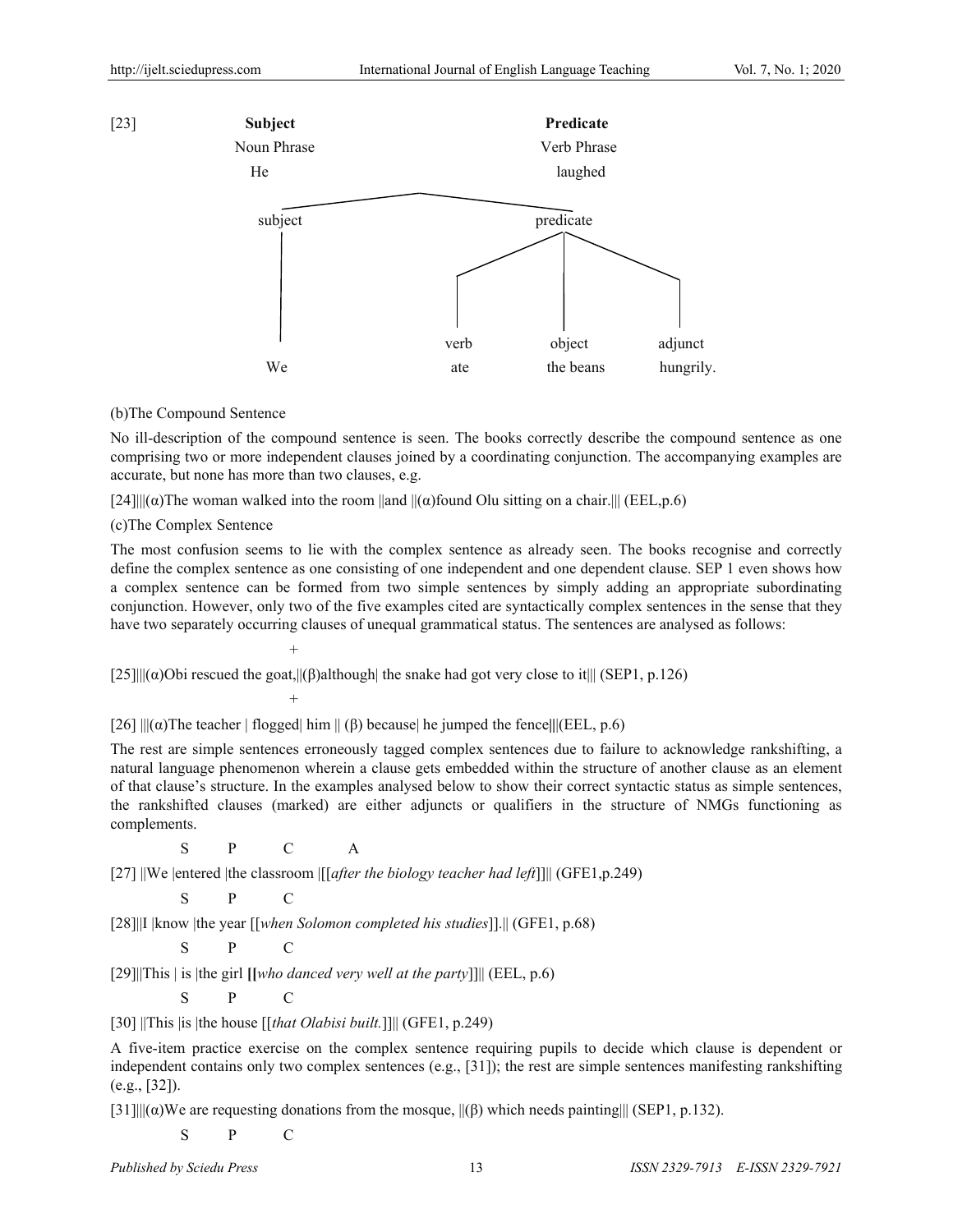[23]

| Subject | Predicate |
|---|---|
| Noun Phrase | Verb Phrase |
| He | laughed |

```
                         ______________
          subject                        predicate
             |                        /      |      \
             |                       |       |       |
             We                    verb    object   adjunct
                                    ate   the beans hungrily.
```

(b)The Compound Sentence

No ill-description of the compound sentence is seen. The books correctly describe the compound sentence as one comprising two or more independent clauses joined by a coordinating conjunction. The accompanying examples are accurate, but none has more than two clauses, e.g.

[24]|||(α)The woman walked into the room ||and ||(α)found Olu sitting on a chair.||| (EEL,p.6)

(c)The Complex Sentence

The most confusion seems to lie with the complex sentence as already seen. The books recognise and correctly define the complex sentence as one consisting of one independent and one dependent clause. SEP 1 even shows how a complex sentence can be formed from two simple sentences by simply adding an appropriate subordinating conjunction. However, only two of the five examples cited are syntactically complex sentences in the sense that they have two separately occurring clauses of unequal grammatical status. The sentences are analysed as follows:

+

[25]|||(α)Obi rescued the goat,||(β)although| the snake had got very close to it||| (SEP1, p.126)

+

[26] |||(α)The teacher | flogged| him || (β) because| he jumped the fence|||(EEL, p.6)

The rest are simple sentences erroneously tagged complex sentences due to failure to acknowledge rankshifting, a natural language phenomenon wherein a clause gets embedded within the structure of another clause as an element of that clause's structure. In the examples analysed below to show their correct syntactic status as simple sentences, the rankshifted clauses (marked) are either adjuncts or qualifiers in the structure of NMGs functioning as complements.

S P C A

[27] ||We |entered |the classroom |[[*after the biology teacher had left*]]|| (GFE1,p.249)

S P C

[28]||I |know |the year [[*when Solomon completed his studies*]].|| (GFE1, p.68)

S P C

[29]||This | is |the girl **[[***who danced very well at the party*]]|| (EEL, p.6)

S P C

[30] ||This |is |the house [[*that Olabisi built.*]]|| (GFE1, p.249)

A five-item practice exercise on the complex sentence requiring pupils to decide which clause is dependent or independent contains only two complex sentences (e.g., [31]); the rest are simple sentences manifesting rankshifting (e.g., [32]).

[31]|||(α)We are requesting donations from the mosque, ||(β) which needs painting||| (SEP1, p.132).

S P C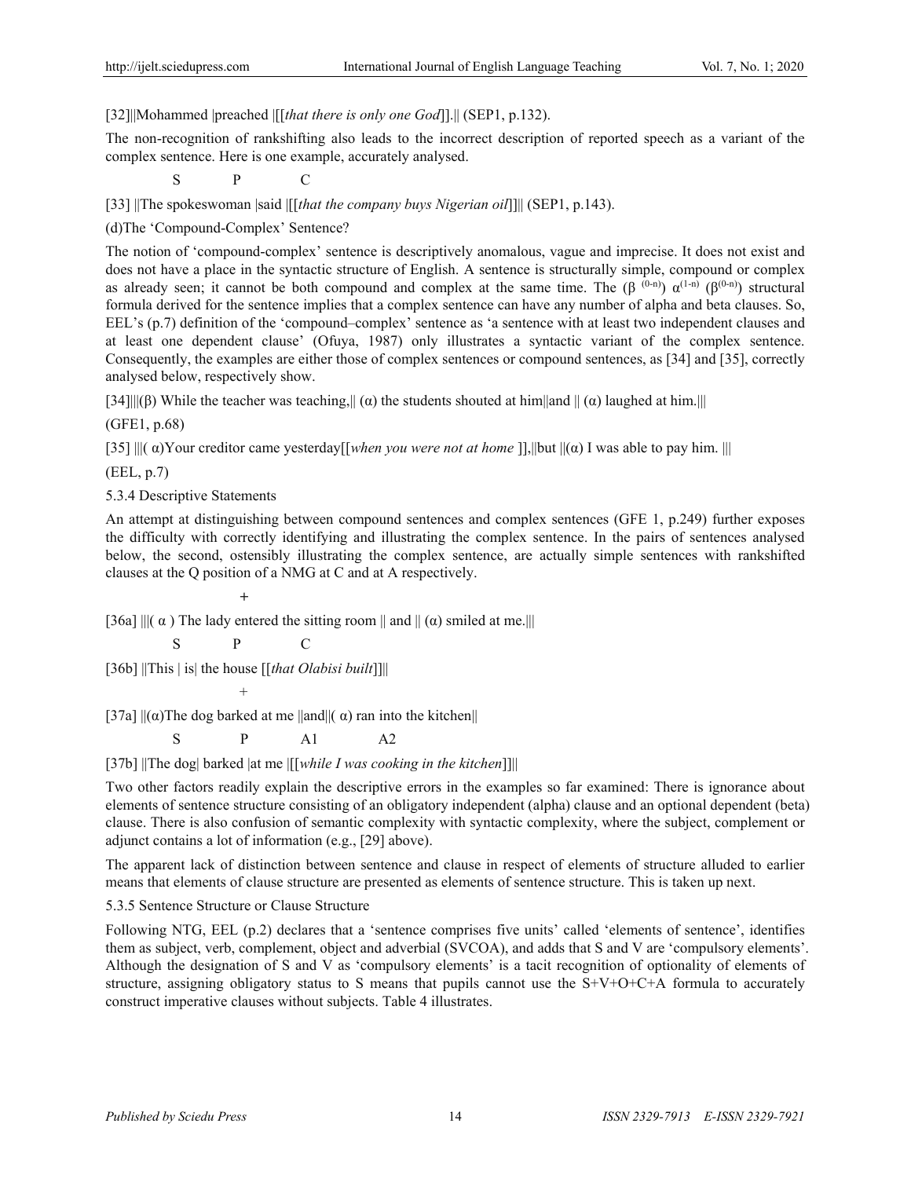[32]||Mohammed |preached |[[*that there is only one God*]].|| (SEP1, p.132).

The non-recognition of rankshifting also leads to the incorrect description of reported speech as a variant of the complex sentence. Here is one example, accurately analysed.

S P C

[33] ||The spokeswoman |said |[[*that the company buys Nigerian oil*]]|| (SEP1, p.143).

(d)The 'Compound-Complex' Sentence?

The notion of 'compound-complex' sentence is descriptively anomalous, vague and imprecise. It does not exist and does not have a place in the syntactic structure of English. A sentence is structurally simple, compound or complex as already seen; it cannot be both compound and complex at the same time. The ($\beta^{(0-n)}$) $\alpha^{(1-n)}$ ($\beta^{(0-n)}$) structural formula derived for the sentence implies that a complex sentence can have any number of alpha and beta clauses. So, EEL's (p.7) definition of the 'compound–complex' sentence as 'a sentence with at least two independent clauses and at least one dependent clause' (Ofuya, 1987) only illustrates a syntactic variant of the complex sentence. Consequently, the examples are either those of complex sentences or compound sentences, as [34] and [35], correctly analysed below, respectively show.

[34]|||(β) While the teacher was teaching,|| (α) the students shouted at him||and || (α) laughed at him.|||

(GFE1, p.68)

[35] |||( α)Your creditor came yesterday[[*when you were not at home* ]],||but ||(α) I was able to pay him. |||

(EEL, p.7)

5.3.4 Descriptive Statements

An attempt at distinguishing between compound sentences and complex sentences (GFE 1, p.249) further exposes the difficulty with correctly identifying and illustrating the complex sentence. In the pairs of sentences analysed below, the second, ostensibly illustrating the complex sentence, are actually simple sentences with rankshifted clauses at the Q position of a NMG at C and at A respectively.

+

[36a] |||( α ) The lady entered the sitting room || and || (α) smiled at me.|||

S P C

[36b] ||This | is| the house [[*that Olabisi built*]]||

+

[37a] ||(α)The dog barked at me ||and||( α) ran into the kitchen||

S P A1 A2

[37b] ||The dog| barked |at me |[[*while I was cooking in the kitchen*]]||

Two other factors readily explain the descriptive errors in the examples so far examined: There is ignorance about elements of sentence structure consisting of an obligatory independent (alpha) clause and an optional dependent (beta) clause. There is also confusion of semantic complexity with syntactic complexity, where the subject, complement or adjunct contains a lot of information (e.g., [29] above).

The apparent lack of distinction between sentence and clause in respect of elements of structure alluded to earlier means that elements of clause structure are presented as elements of sentence structure. This is taken up next.

5.3.5 Sentence Structure or Clause Structure

Following NTG, EEL (p.2) declares that a 'sentence comprises five units' called 'elements of sentence', identifies them as subject, verb, complement, object and adverbial (SVCOA), and adds that S and V are 'compulsory elements'. Although the designation of S and V as 'compulsory elements' is a tacit recognition of optionality of elements of structure, assigning obligatory status to S means that pupils cannot use the S+V+O+C+A formula to accurately construct imperative clauses without subjects. Table 4 illustrates.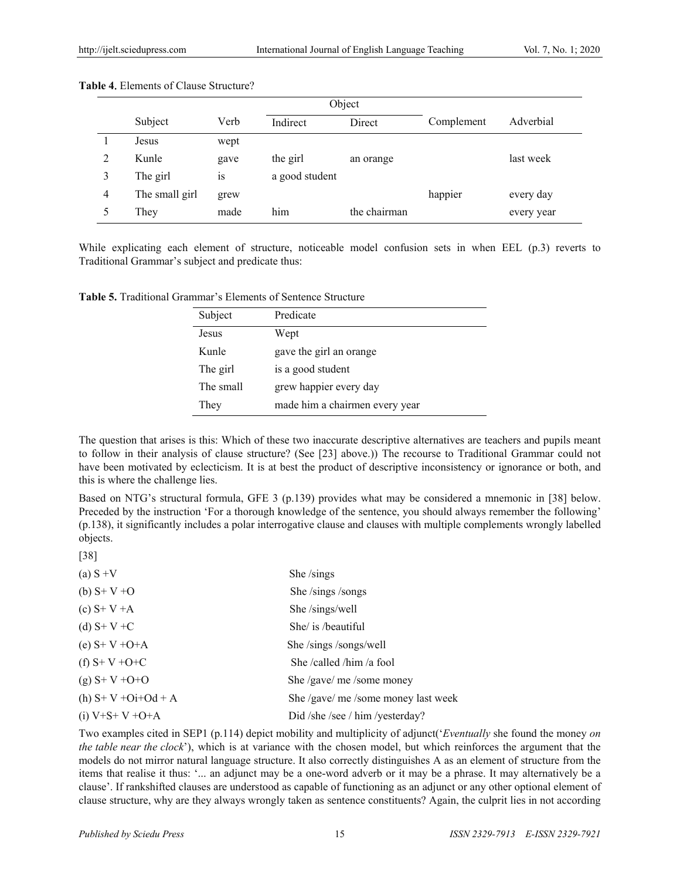**Table 4.** Elements of Clause Structure?

| | Subject | Verb | Object | | Complement | Adverbial |
|---|---|---|---|---|---|---|
| | | | Indirect | Direct | | |
| 1 | Jesus | wept | | | | |
| 2 | Kunle | gave | the girl | an orange | | last week |
| 3 | The girl | is | a good student | | | |
| 4 | The small girl | grew | | | happier | every day |
| 5 | They | made | him | the chairman | | every year |

While explicating each element of structure, noticeable model confusion sets in when EEL (p.3) reverts to Traditional Grammar's subject and predicate thus:

**Table 5.** Traditional Grammar's Elements of Sentence Structure

| Subject | Predicate |
|---|---|
| Jesus | Wept |
| Kunle | gave the girl an orange |
| The girl | is a good student |
| The small | grew happier every day |
| They | made him a chairmen every year |

The question that arises is this: Which of these two inaccurate descriptive alternatives are teachers and pupils meant to follow in their analysis of clause structure? (See [23] above.)) The recourse to Traditional Grammar could not have been motivated by eclecticism. It is at best the product of descriptive inconsistency or ignorance or both, and this is where the challenge lies.

Based on NTG's structural formula, GFE 3 (p.139) provides what may be considered a mnemonic in [38] below. Preceded by the instruction 'For a thorough knowledge of the sentence, you should always remember the following' (p.138), it significantly includes a polar interrogative clause and clauses with multiple complements wrongly labelled objects.

[38]

(a) S +V                She /sings

(b) S+ V +O             She /sings /songs

(c) S+ V +A             She /sings/well

(d) S+ V +C             She/ is /beautiful

(e) S+ V +O+A           She /sings /songs/well

(f) S+ V +O+C           She /called /him /a fool

(g) S+ V +O+O           She /gave/ me /some money

(h) S+ V +Oi+Od + A     She /gave/ me /some money last week

(i) V+S+ V +O+A         Did /she /see / him /yesterday?

Two examples cited in SEP1 (p.114) depict mobility and multiplicity of adjunct('*Eventually* she found the money *on the table near the clock*'), which is at variance with the chosen model, but which reinforces the argument that the models do not mirror natural language structure. It also correctly distinguishes A as an element of structure from the items that realise it thus: '... an adjunct may be a one-word adverb or it may be a phrase. It may alternatively be a clause'. If rankshifted clauses are understood as capable of functioning as an adjunct or any other optional element of clause structure, why are they always wrongly taken as sentence constituents? Again, the culprit lies in not according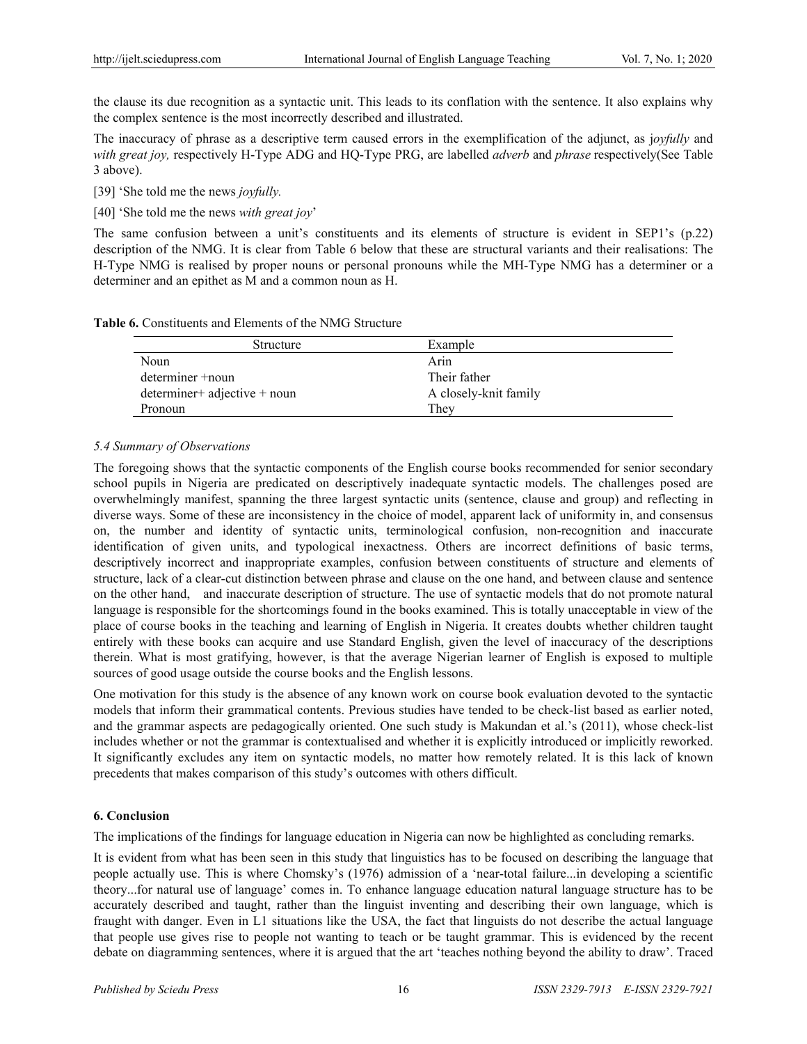the clause its due recognition as a syntactic unit. This leads to its conflation with the sentence. It also explains why the complex sentence is the most incorrectly described and illustrated.

The inaccuracy of phrase as a descriptive term caused errors in the exemplification of the adjunct, as j*oyfully* and *with great joy,* respectively H-Type ADG and HQ-Type PRG, are labelled *adverb* and *phrase* respectively(See Table 3 above).

[39] 'She told me the news *joyfully.*

[40] 'She told me the news *with great joy*'

The same confusion between a unit's constituents and its elements of structure is evident in SEP1's (p.22) description of the NMG. It is clear from Table 6 below that these are structural variants and their realisations: The H-Type NMG is realised by proper nouns or personal pronouns while the MH-Type NMG has a determiner or a determiner and an epithet as M and a common noun as H.

**Table 6.** Constituents and Elements of the NMG Structure

| Structure | Example |
|---|---|
| Noun | Arin |
| determiner +noun | Their father |
| determiner+ adjective + noun | A closely-knit family |
| Pronoun | They |

### *5.4 Summary of Observations*

The foregoing shows that the syntactic components of the English course books recommended for senior secondary school pupils in Nigeria are predicated on descriptively inadequate syntactic models. The challenges posed are overwhelmingly manifest, spanning the three largest syntactic units (sentence, clause and group) and reflecting in diverse ways. Some of these are inconsistency in the choice of model, apparent lack of uniformity in, and consensus on, the number and identity of syntactic units, terminological confusion, non-recognition and inaccurate identification of given units, and typological inexactness. Others are incorrect definitions of basic terms, descriptively incorrect and inappropriate examples, confusion between constituents of structure and elements of structure, lack of a clear-cut distinction between phrase and clause on the one hand, and between clause and sentence on the other hand, and inaccurate description of structure. The use of syntactic models that do not promote natural language is responsible for the shortcomings found in the books examined. This is totally unacceptable in view of the place of course books in the teaching and learning of English in Nigeria. It creates doubts whether children taught entirely with these books can acquire and use Standard English, given the level of inaccuracy of the descriptions therein. What is most gratifying, however, is that the average Nigerian learner of English is exposed to multiple sources of good usage outside the course books and the English lessons.

One motivation for this study is the absence of any known work on course book evaluation devoted to the syntactic models that inform their grammatical contents. Previous studies have tended to be check-list based as earlier noted, and the grammar aspects are pedagogically oriented. One such study is Makundan et al.'s (2011), whose check-list includes whether or not the grammar is contextualised and whether it is explicitly introduced or implicitly reworked. It significantly excludes any item on syntactic models, no matter how remotely related. It is this lack of known precedents that makes comparison of this study's outcomes with others difficult.

## 6. Conclusion

The implications of the findings for language education in Nigeria can now be highlighted as concluding remarks.

It is evident from what has been seen in this study that linguistics has to be focused on describing the language that people actually use. This is where Chomsky's (1976) admission of a 'near-total failure...in developing a scientific theory...for natural use of language' comes in. To enhance language education natural language structure has to be accurately described and taught, rather than the linguist inventing and describing their own language, which is fraught with danger. Even in L1 situations like the USA, the fact that linguists do not describe the actual language that people use gives rise to people not wanting to teach or be taught grammar. This is evidenced by the recent debate on diagramming sentences, where it is argued that the art 'teaches nothing beyond the ability to draw'. Traced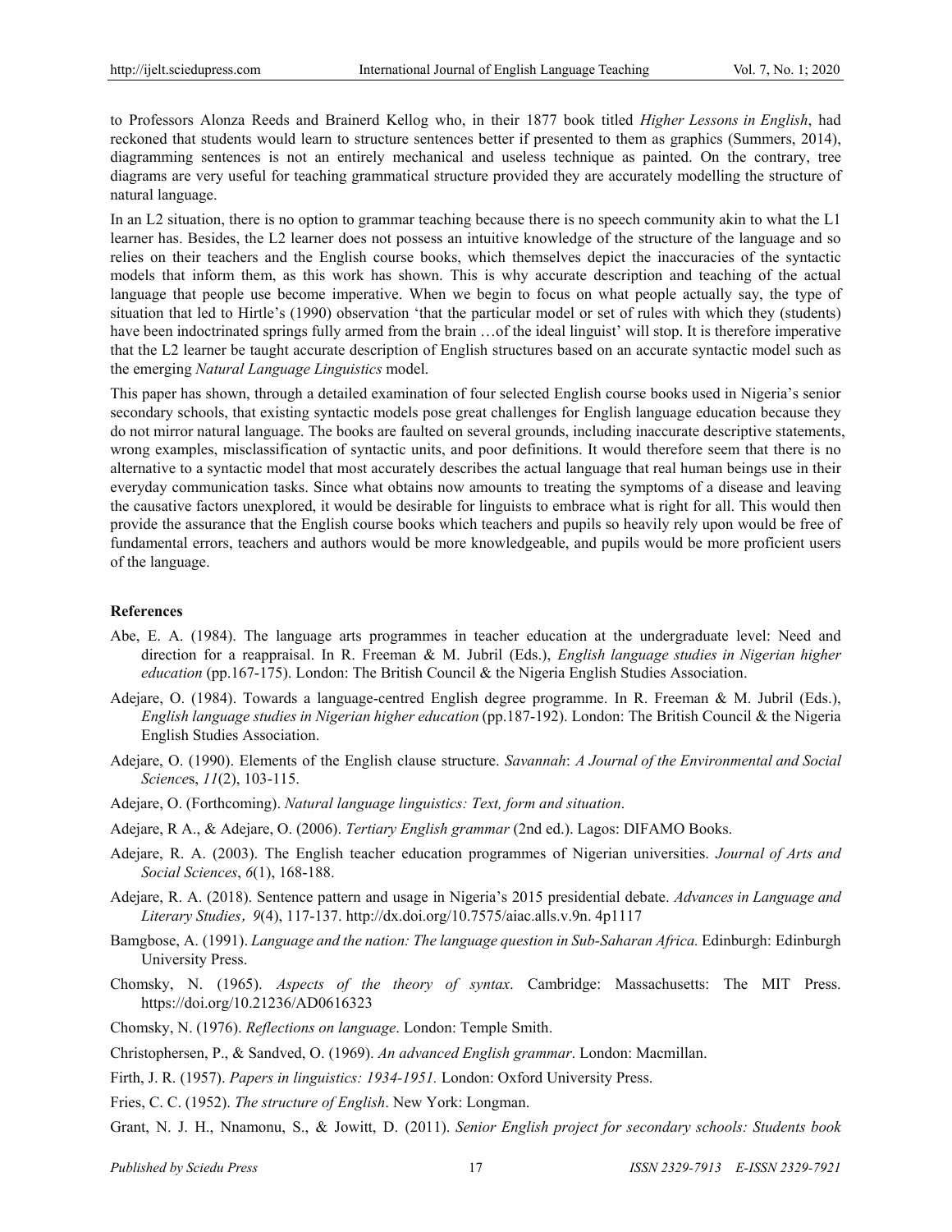to Professors Alonza Reeds and Brainerd Kellog who, in their 1877 book titled *Higher Lessons in English*, had reckoned that students would learn to structure sentences better if presented to them as graphics (Summers, 2014), diagramming sentences is not an entirely mechanical and useless technique as painted. On the contrary, tree diagrams are very useful for teaching grammatical structure provided they are accurately modelling the structure of natural language.

In an L2 situation, there is no option to grammar teaching because there is no speech community akin to what the L1 learner has. Besides, the L2 learner does not possess an intuitive knowledge of the structure of the language and so relies on their teachers and the English course books, which themselves depict the inaccuracies of the syntactic models that inform them, as this work has shown. This is why accurate description and teaching of the actual language that people use become imperative. When we begin to focus on what people actually say, the type of situation that led to Hirtle's (1990) observation 'that the particular model or set of rules with which they (students) have been indoctrinated springs fully armed from the brain …of the ideal linguist' will stop. It is therefore imperative that the L2 learner be taught accurate description of English structures based on an accurate syntactic model such as the emerging *Natural Language Linguistics* model.

This paper has shown, through a detailed examination of four selected English course books used in Nigeria's senior secondary schools, that existing syntactic models pose great challenges for English language education because they do not mirror natural language. The books are faulted on several grounds, including inaccurate descriptive statements, wrong examples, misclassification of syntactic units, and poor definitions. It would therefore seem that there is no alternative to a syntactic model that most accurately describes the actual language that real human beings use in their everyday communication tasks. Since what obtains now amounts to treating the symptoms of a disease and leaving the causative factors unexplored, it would be desirable for linguists to embrace what is right for all. This would then provide the assurance that the English course books which teachers and pupils so heavily rely upon would be free of fundamental errors, teachers and authors would be more knowledgeable, and pupils would be more proficient users of the language.

## References

Abe, E. A. (1984). The language arts programmes in teacher education at the undergraduate level: Need and direction for a reappraisal. In R. Freeman & M. Jubril (Eds.), *English language studies in Nigerian higher education* (pp.167-175). London: The British Council & the Nigeria English Studies Association.

Adejare, O. (1984). Towards a language-centred English degree programme. In R. Freeman & M. Jubril (Eds.), *English language studies in Nigerian higher education* (pp.187-192). London: The British Council & the Nigeria English Studies Association.

Adejare, O. (1990). Elements of the English clause structure. *Savannah*: *A Journal of the Environmental and Social Science*s, *11*(2), 103-115.

Adejare, O. (Forthcoming). *Natural language linguistics: Text, form and situation*.

Adejare, R A., & Adejare, O. (2006). *Tertiary English grammar* (2nd ed.). Lagos: DIFAMO Books.

Adejare, R. A. (2003). The English teacher education programmes of Nigerian universities. *Journal of Arts and Social Sciences*, *6*(1), 168-188.

Adejare, R. A. (2018). Sentence pattern and usage in Nigeria's 2015 presidential debate. *Advances in Language and Literary Studies*, *9*(4), 117-137. http://dx.doi.org/10.7575/aiac.alls.v.9n. 4p1117

Bamgbose, A. (1991). *Language and the nation: The language question in Sub-Saharan Africa.* Edinburgh: Edinburgh University Press.

Chomsky, N. (1965). *Aspects of the theory of syntax*. Cambridge: Massachusetts: The MIT Press. https://doi.org/10.21236/AD0616323

Chomsky, N. (1976). *Reflections on language*. London: Temple Smith.

Christophersen, P., & Sandved, O. (1969). *An advanced English grammar*. London: Macmillan.

Firth, J. R. (1957). *Papers in linguistics: 1934-1951.* London: Oxford University Press.

Fries, C. C. (1952). *The structure of English*. New York: Longman.

Grant, N. J. H., Nnamonu, S., & Jowitt, D. (2011). *Senior English project for secondary schools: Students book*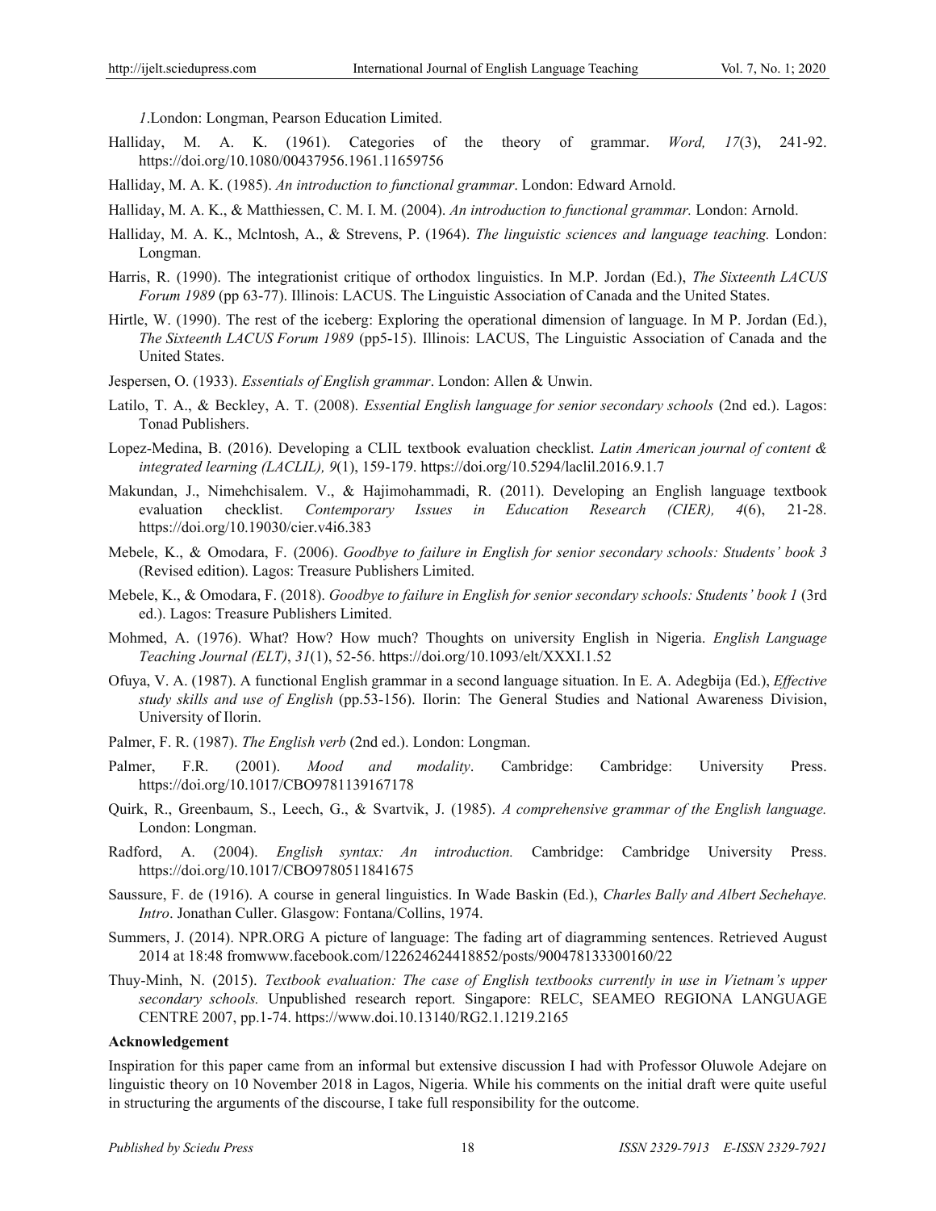*1*.London: Longman, Pearson Education Limited.

Halliday, M. A. K. (1961). Categories of the theory of grammar. *Word, 17*(3), 241-92. https://doi.org/10.1080/00437956.1961.11659756

Halliday, M. A. K. (1985). *An introduction to functional grammar*. London: Edward Arnold.

Halliday, M. A. K., & Matthiessen, C. M. I. M. (2004). *An introduction to functional grammar.* London: Arnold.

Halliday, M. A. K., Mclntosh, A., & Strevens, P. (1964). *The linguistic sciences and language teaching.* London: Longman.

Harris, R. (1990). The integrationist critique of orthodox linguistics. In M.P. Jordan (Ed.), *The Sixteenth LACUS Forum 1989* (pp 63-77). Illinois: LACUS. The Linguistic Association of Canada and the United States.

Hirtle, W. (1990). The rest of the iceberg: Exploring the operational dimension of language. In M P. Jordan (Ed.), *The Sixteenth LACUS Forum 1989* (pp5-15). Illinois: LACUS, The Linguistic Association of Canada and the United States.

Jespersen, O. (1933). *Essentials of English grammar*. London: Allen & Unwin.

Latilo, T. A., & Beckley, A. T. (2008). *Essential English language for senior secondary schools* (2nd ed.). Lagos: Tonad Publishers.

Lopez-Medina, B. (2016). Developing a CLIL textbook evaluation checklist. *Latin American journal of content & integrated learning (LACLIL), 9*(1), 159-179. https://doi.org/10.5294/laclil.2016.9.1.7

Makundan, J., Nimehchisalem. V., & Hajimohammadi, R. (2011). Developing an English language textbook evaluation checklist. *Contemporary Issues in Education Research (CIER), 4*(6), 21-28. https://doi.org/10.19030/cier.v4i6.383

Mebele, K., & Omodara, F. (2006). *Goodbye to failure in English for senior secondary schools: Students' book 3* (Revised edition). Lagos: Treasure Publishers Limited.

Mebele, K., & Omodara, F. (2018). *Goodbye to failure in English for senior secondary schools: Students' book 1* (3rd ed.). Lagos: Treasure Publishers Limited.

Mohmed, A. (1976). What? How? How much? Thoughts on university English in Nigeria. *English Language Teaching Journal (ELT)*, *31*(1), 52-56. https://doi.org/10.1093/elt/XXXI.1.52

Ofuya, V. A. (1987). A functional English grammar in a second language situation. In E. A. Adegbija (Ed.), *Effective study skills and use of English* (pp.53-156). Ilorin: The General Studies and National Awareness Division, University of Ilorin.

Palmer, F. R. (1987). *The English verb* (2nd ed.). London: Longman.

Palmer, F.R. (2001). *Mood and modality*. Cambridge: Cambridge: University Press. https://doi.org/10.1017/CBO9781139167178

Quirk, R., Greenbaum, S., Leech, G., & Svartvik, J. (1985). *A comprehensive grammar of the English language.* London: Longman.

Radford, A. (2004). *English syntax: An introduction.* Cambridge: Cambridge University Press. https://doi.org/10.1017/CBO9780511841675

Saussure, F. de (1916). A course in general linguistics. In Wade Baskin (Ed.), *Charles Bally and Albert Sechehaye. Intro*. Jonathan Culler. Glasgow: Fontana/Collins, 1974.

Summers, J. (2014). NPR.ORG A picture of language: The fading art of diagramming sentences. Retrieved August 2014 at 18:48 fromwww.facebook.com/122624624418852/posts/900478133300160/22

Thuy-Minh, N. (2015). *Textbook evaluation: The case of English textbooks currently in use in Vietnam's upper secondary schools.* Unpublished research report. Singapore: RELC, SEAMEO REGIONA LANGUAGE CENTRE 2007, pp.1-74. https://www.doi.10.13140/RG2.1.1219.2165

**Acknowledgement**

Inspiration for this paper came from an informal but extensive discussion I had with Professor Oluwole Adejare on linguistic theory on 10 November 2018 in Lagos, Nigeria. While his comments on the initial draft were quite useful in structuring the arguments of the discourse, I take full responsibility for the outcome.